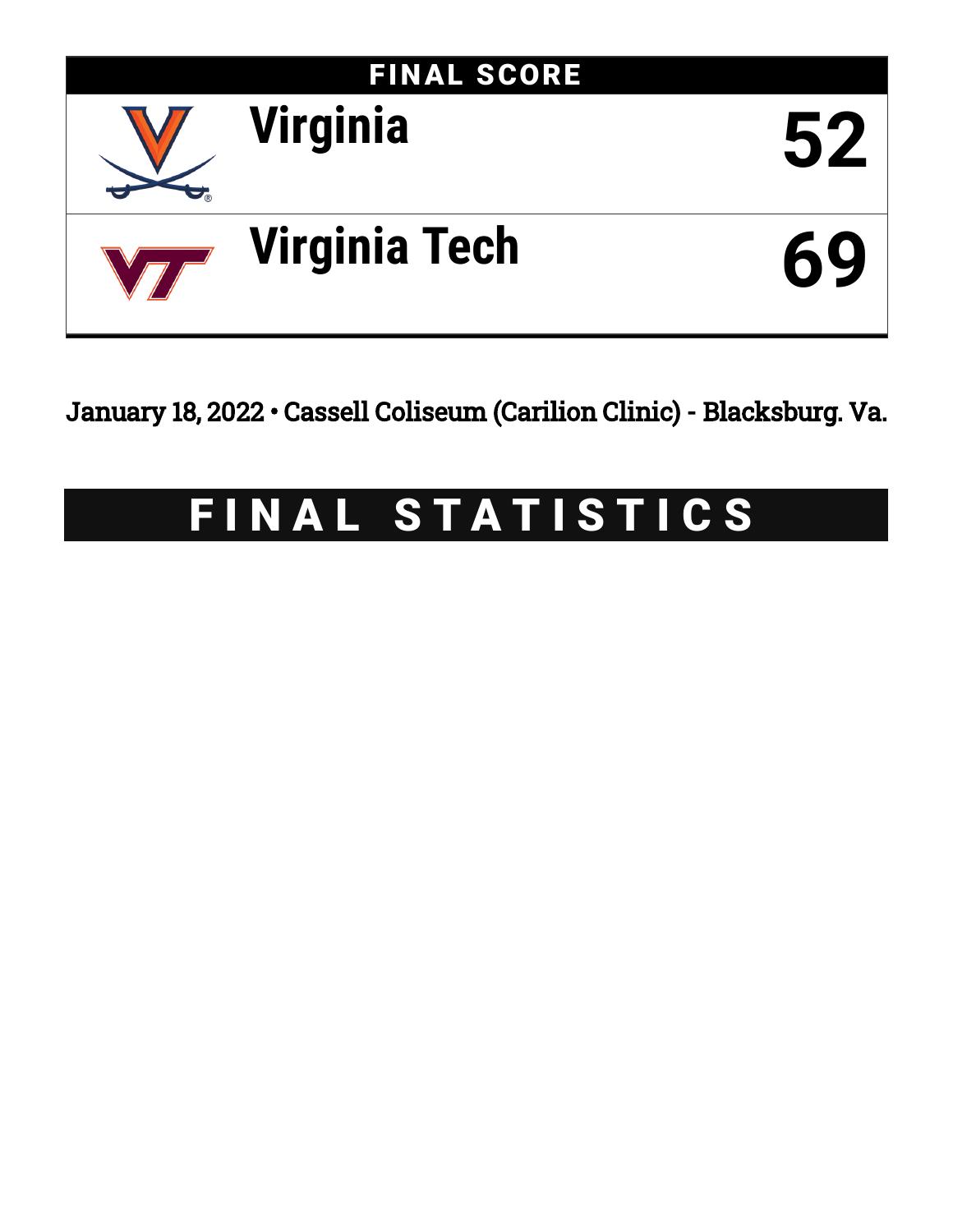## FINAL SCORE

| | |
|---|---|
| Virginia | 52 |
| Virginia Tech | 69 |

January 18, 2022 • Cassell Coliseum (Carilion Clinic) - Blacksburg. Va.

# FINAL STATISTICS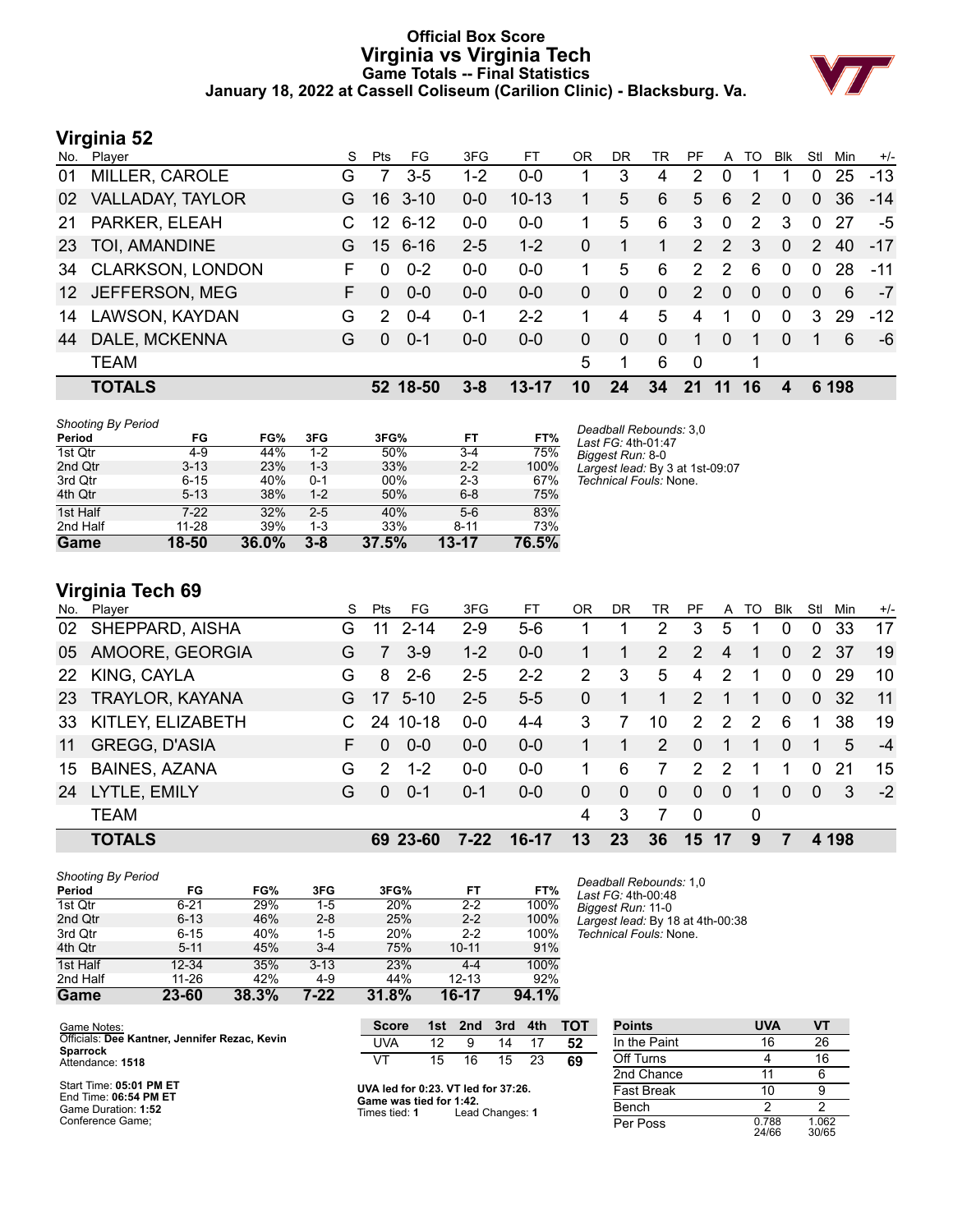# Official Box Score
# Virginia vs Virginia Tech
## Game Totals -- Final Statistics
### January 18, 2022 at Cassell Coliseum (Carilion Clinic) - Blacksburg. Va.

## Virginia 52

| No. | Player | S | Pts | FG | 3FG | FT | OR | DR | TR | PF | A | TO | Blk | Stl | Min | +/- |
|---|---|---|---|---|---|---|---|---|---|---|---|---|---|---|---|---|
| 01 | MILLER, CAROLE | G | 7 | 3-5 | 1-2 | 0-0 | 1 | 3 | 4 | 2 | 0 | 1 | 1 | 0 | 25 | -13 |
| 02 | VALLADAY, TAYLOR | G | 16 | 3-10 | 0-0 | 10-13 | 1 | 5 | 6 | 5 | 6 | 2 | 0 | 0 | 36 | -14 |
| 21 | PARKER, ELEAH | C | 12 | 6-12 | 0-0 | 0-0 | 1 | 5 | 6 | 3 | 0 | 2 | 3 | 0 | 27 | -5 |
| 23 | TOI, AMANDINE | G | 15 | 6-16 | 2-5 | 1-2 | 0 | 1 | 1 | 2 | 2 | 3 | 0 | 2 | 40 | -17 |
| 34 | CLARKSON, LONDON | F | 0 | 0-2 | 0-0 | 0-0 | 1 | 5 | 6 | 2 | 2 | 6 | 0 | 0 | 28 | -11 |
| 12 | JEFFERSON, MEG | F | 0 | 0-0 | 0-0 | 0-0 | 0 | 0 | 0 | 2 | 0 | 0 | 0 | 0 | 6 | -7 |
| 14 | LAWSON, KAYDAN | G | 2 | 0-4 | 0-1 | 2-2 | 1 | 4 | 5 | 4 | 1 | 0 | 0 | 3 | 29 | -12 |
| 44 | DALE, MCKENNA | G | 0 | 0-1 | 0-0 | 0-0 | 0 | 0 | 0 | 1 | 0 | 1 | 0 | 1 | 6 | -6 |
| | TEAM | | | | | | 5 | 1 | 6 | 0 | | 1 | | | | |
| | **TOTALS** | | **52** | **18-50** | **3-8** | **13-17** | **10** | **24** | **34** | **21** | **11** | **16** | **4** | **6** | **198** | |

*Shooting By Period*

| Period | FG | FG% | 3FG | 3FG% | FT | FT% |
|---|---|---|---|---|---|---|
| 1st Qtr | 4-9 | 44% | 1-2 | 50% | 3-4 | 75% |
| 2nd Qtr | 3-13 | 23% | 1-3 | 33% | 2-2 | 100% |
| 3rd Qtr | 6-15 | 40% | 0-1 | 00% | 2-3 | 67% |
| 4th Qtr | 5-13 | 38% | 1-2 | 50% | 6-8 | 75% |
| 1st Half | 7-22 | 32% | 2-5 | 40% | 5-6 | 83% |
| 2nd Half | 11-28 | 39% | 1-3 | 33% | 8-11 | 73% |
| **Game** | **18-50** | **36.0%** | **3-8** | **37.5%** | **13-17** | **76.5%** |

*Deadball Rebounds:* 3,0
*Last FG:* 4th-01:47
*Biggest Run:* 8-0
*Largest lead:* By 3 at 1st-09:07
*Technical Fouls:* None.

## Virginia Tech 69

| No. | Player | S | Pts | FG | 3FG | FT | OR | DR | TR | PF | A | TO | Blk | Stl | Min | +/- |
|---|---|---|---|---|---|---|---|---|---|---|---|---|---|---|---|---|
| 02 | SHEPPARD, AISHA | G | 11 | 2-14 | 2-9 | 5-6 | 1 | 1 | 2 | 3 | 5 | 1 | 0 | 0 | 33 | 17 |
| 05 | AMOORE, GEORGIA | G | 7 | 3-9 | 1-2 | 0-0 | 1 | 1 | 2 | 2 | 4 | 1 | 0 | 2 | 37 | 19 |
| 22 | KING, CAYLA | G | 8 | 2-6 | 2-5 | 2-2 | 2 | 3 | 5 | 4 | 2 | 1 | 0 | 0 | 29 | 10 |
| 23 | TRAYLOR, KAYANA | G | 17 | 5-10 | 2-5 | 5-5 | 0 | 1 | 1 | 2 | 1 | 1 | 0 | 0 | 32 | 11 |
| 33 | KITLEY, ELIZABETH | C | 24 | 10-18 | 0-0 | 4-4 | 3 | 7 | 10 | 2 | 2 | 2 | 6 | 1 | 38 | 19 |
| 11 | GREGG, D'ASIA | F | 0 | 0-0 | 0-0 | 0-0 | 1 | 1 | 2 | 0 | 1 | 1 | 0 | 1 | 5 | -4 |
| 15 | BAINES, AZANA | G | 2 | 1-2 | 0-0 | 0-0 | 1 | 6 | 7 | 2 | 2 | 1 | 1 | 0 | 21 | 15 |
| 24 | LYTLE, EMILY | G | 0 | 0-1 | 0-1 | 0-0 | 0 | 0 | 0 | 0 | 0 | 1 | 0 | 0 | 3 | -2 |
| | TEAM | | | | | | 4 | 3 | 7 | 0 | | 0 | | | | |
| | **TOTALS** | | **69** | **23-60** | **7-22** | **16-17** | **13** | **23** | **36** | **15** | **17** | **9** | **7** | **4** | **198** | |

*Shooting By Period*

| Period | FG | FG% | 3FG | 3FG% | FT | FT% |
|---|---|---|---|---|---|---|
| 1st Qtr | 6-21 | 29% | 1-5 | 20% | 2-2 | 100% |
| 2nd Qtr | 6-13 | 46% | 2-8 | 25% | 2-2 | 100% |
| 3rd Qtr | 6-15 | 40% | 1-5 | 20% | 2-2 | 100% |
| 4th Qtr | 5-11 | 45% | 3-4 | 75% | 10-11 | 91% |
| 1st Half | 12-34 | 35% | 3-13 | 23% | 4-4 | 100% |
| 2nd Half | 11-26 | 42% | 4-9 | 44% | 12-13 | 92% |
| **Game** | **23-60** | **38.3%** | **7-22** | **31.8%** | **16-17** | **94.1%** |

*Deadball Rebounds:* 1,0
*Last FG:* 4th-00:48
*Biggest Run:* 11-0
*Largest lead:* By 18 at 4th-00:38
*Technical Fouls:* None.

Game Notes:
Officials: **Dee Kantner, Jennifer Rezac, Kevin Sparrock**
Attendance: **1518**

Start Time: **05:01 PM ET**
End Time: **06:54 PM ET**
Game Duration: **1:52**
Conference Game;

| Score | 1st | 2nd | 3rd | 4th | TOT |
|---|---|---|---|---|---|
| UVA | 12 | 9 | 14 | 17 | **52** |
| VT | 15 | 16 | 15 | 23 | **69** |

**UVA led for 0:23. VT led for 37:26.**
**Game was tied for 1:42.**
Times tied: **1** Lead Changes: **1**

| Points | UVA | VT |
|---|---|---|
| In the Paint | 16 | 26 |
| Off Turns | 4 | 16 |
| 2nd Chance | 11 | 6 |
| Fast Break | 10 | 9 |
| Bench | 2 | 2 |
| Per Poss | 0.788 24/66 | 1.062 30/65 |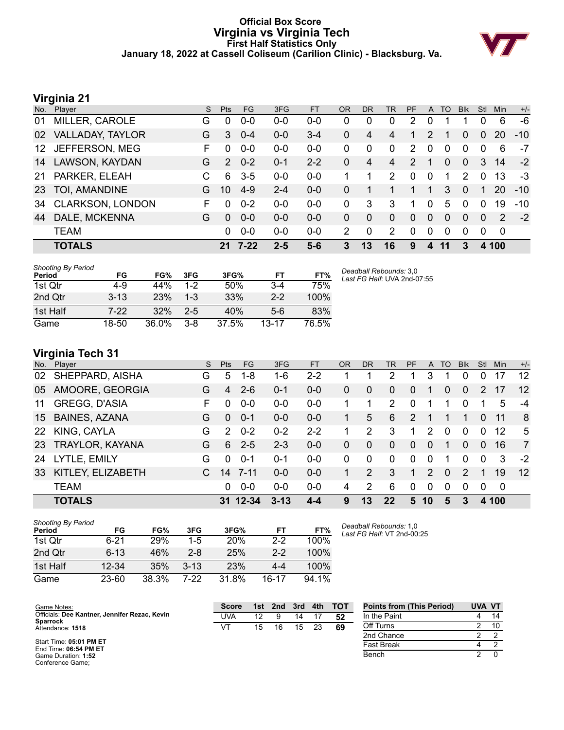# Official Box Score
## Virginia vs Virginia Tech
### First Half Statistics Only
### January 18, 2022 at Cassell Coliseum (Carilion Clinic) - Blacksburg. Va.

## Virginia 21

| No. | Player | S | Pts | FG | 3FG | FT | OR | DR | TR | PF | A | TO | Blk | Stl | Min | +/- |
|---|---|---|---|---|---|---|---|---|---|---|---|---|---|---|---|---|
| 01 | MILLER, CAROLE | G | 0 | 0-0 | 0-0 | 0-0 | 0 | 0 | 0 | 2 | 0 | 1 | 1 | 0 | 6 | -6 |
| 02 | VALLADAY, TAYLOR | G | 3 | 0-4 | 0-0 | 3-4 | 0 | 4 | 4 | 1 | 2 | 1 | 0 | 0 | 20 | -10 |
| 12 | JEFFERSON, MEG | F | 0 | 0-0 | 0-0 | 0-0 | 0 | 0 | 0 | 2 | 0 | 0 | 0 | 0 | 6 | -7 |
| 14 | LAWSON, KAYDAN | G | 2 | 0-2 | 0-1 | 2-2 | 0 | 4 | 4 | 2 | 1 | 0 | 0 | 3 | 14 | -2 |
| 21 | PARKER, ELEAH | C | 6 | 3-5 | 0-0 | 0-0 | 1 | 1 | 2 | 0 | 0 | 1 | 2 | 0 | 13 | -3 |
| 23 | TOI, AMANDINE | G | 10 | 4-9 | 2-4 | 0-0 | 0 | 1 | 1 | 1 | 1 | 3 | 0 | 1 | 20 | -10 |
| 34 | CLARKSON, LONDON | F | 0 | 0-2 | 0-0 | 0-0 | 0 | 3 | 3 | 1 | 0 | 5 | 0 | 0 | 19 | -10 |
| 44 | DALE, MCKENNA | G | 0 | 0-0 | 0-0 | 0-0 | 0 | 0 | 0 | 0 | 0 | 0 | 0 | 0 | 2 | -2 |
| | TEAM | | 0 | 0-0 | 0-0 | 0-0 | 2 | 0 | 2 | 0 | 0 | 0 | 0 | 0 | 0 | |
| | **TOTALS** | | **21** | **7-22** | **2-5** | **5-6** | **3** | **13** | **16** | **9** | **4** | **11** | **3** | **4** | **100** | |

*Shooting By Period*

| Period | FG | FG% | 3FG | 3FG% | FT | FT% |
|---|---|---|---|---|---|---|
| 1st Qtr | 4-9 | 44% | 1-2 | 50% | 3-4 | 75% |
| 2nd Qtr | 3-13 | 23% | 1-3 | 33% | 2-2 | 100% |
| 1st Half | 7-22 | 32% | 2-5 | 40% | 5-6 | 83% |
| Game | 18-50 | 36.0% | 3-8 | 37.5% | 13-17 | 76.5% |

*Deadball Rebounds:* 3,0
*Last FG Half:* UVA 2nd-07:55

## Virginia Tech 31

| No. | Player | S | Pts | FG | 3FG | FT | OR | DR | TR | PF | A | TO | Blk | Stl | Min | +/- |
|---|---|---|---|---|---|---|---|---|---|---|---|---|---|---|---|---|
| 02 | SHEPPARD, AISHA | G | 5 | 1-8 | 1-6 | 2-2 | 1 | 1 | 2 | 1 | 3 | 1 | 0 | 0 | 17 | 12 |
| 05 | AMOORE, GEORGIA | G | 4 | 2-6 | 0-1 | 0-0 | 0 | 0 | 0 | 0 | 1 | 0 | 0 | 2 | 17 | 12 |
| 11 | GREGG, D'ASIA | F | 0 | 0-0 | 0-0 | 0-0 | 1 | 1 | 2 | 0 | 1 | 1 | 0 | 1 | 5 | -4 |
| 15 | BAINES, AZANA | G | 0 | 0-1 | 0-0 | 0-0 | 1 | 5 | 6 | 2 | 1 | 1 | 1 | 0 | 11 | 8 |
| 22 | KING, CAYLA | G | 2 | 0-2 | 0-2 | 2-2 | 1 | 2 | 3 | 1 | 2 | 0 | 0 | 0 | 12 | 5 |
| 23 | TRAYLOR, KAYANA | G | 6 | 2-5 | 2-3 | 0-0 | 0 | 0 | 0 | 0 | 0 | 1 | 0 | 0 | 16 | 7 |
| 24 | LYTLE, EMILY | G | 0 | 0-1 | 0-1 | 0-0 | 0 | 0 | 0 | 0 | 0 | 1 | 0 | 0 | 3 | -2 |
| 33 | KITLEY, ELIZABETH | C | 14 | 7-11 | 0-0 | 0-0 | 1 | 2 | 3 | 1 | 2 | 0 | 2 | 1 | 19 | 12 |
| | TEAM | | 0 | 0-0 | 0-0 | 0-0 | 4 | 2 | 6 | 0 | 0 | 0 | 0 | 0 | 0 | |
| | **TOTALS** | | **31** | **12-34** | **3-13** | **4-4** | **9** | **13** | **22** | **5** | **10** | **5** | **3** | **4** | **100** | |

*Shooting By Period*

| Period | FG | FG% | 3FG | 3FG% | FT | FT% |
|---|---|---|---|---|---|---|
| 1st Qtr | 6-21 | 29% | 1-5 | 20% | 2-2 | 100% |
| 2nd Qtr | 6-13 | 46% | 2-8 | 25% | 2-2 | 100% |
| 1st Half | 12-34 | 35% | 3-13 | 23% | 4-4 | 100% |
| Game | 23-60 | 38.3% | 7-22 | 31.8% | 16-17 | 94.1% |

*Deadball Rebounds:* 1,0
*Last FG Half:* VT 2nd-00:25

Game Notes:
Officials: **Dee Kantner, Jennifer Rezac, Kevin Sparrock**
Attendance: **1518**

Start Time: **05:01 PM ET**
End Time: **06:54 PM ET**
Game Duration: **1:52**
Conference Game;

| Score | 1st | 2nd | 3rd | 4th | TOT |
|---|---|---|---|---|---|
| UVA | 12 | 9 | 14 | 17 | **52** |
| VT | 15 | 16 | 15 | 23 | **69** |

| Points from (This Period) | UVA | VT |
|---|---|---|
| In the Paint | 4 | 14 |
| Off Turns | 2 | 10 |
| 2nd Chance | 2 | 2 |
| Fast Break | 4 | 2 |
| Bench | 2 | 0 |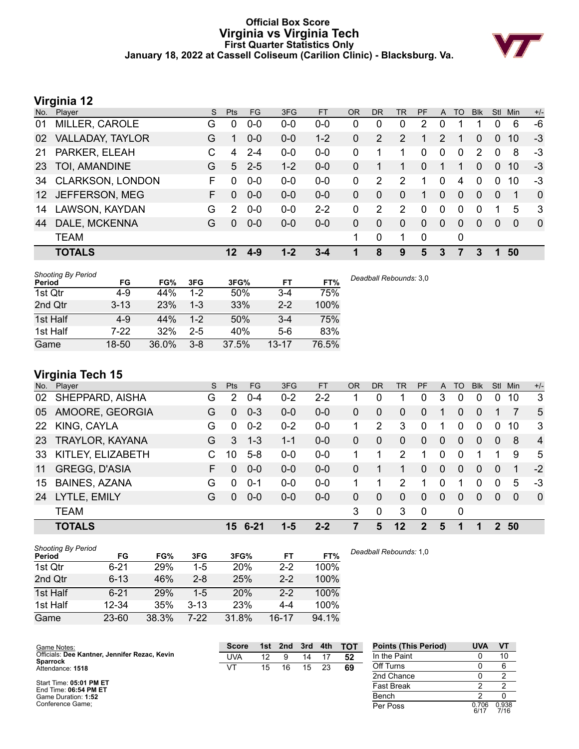# Official Box Score
# Virginia vs Virginia Tech
## First Quarter Statistics Only
### January 18, 2022 at Cassell Coliseum (Carilion Clinic) - Blacksburg. Va.

## Virginia 12

| No. | Player | S | Pts | FG | 3FG | FT | OR | DR | TR | PF | A | TO | Blk | Stl | Min | +/- |
|---|---|---|---|---|---|---|---|---|---|---|---|---|---|---|---|---|
| 01 | MILLER, CAROLE | G | 0 | 0-0 | 0-0 | 0-0 | 0 | 0 | 0 | 2 | 0 | 1 | 1 | 0 | 6 | -6 |
| 02 | VALLADAY, TAYLOR | G | 1 | 0-0 | 0-0 | 1-2 | 0 | 2 | 2 | 1 | 2 | 1 | 0 | 0 | 10 | -3 |
| 21 | PARKER, ELEAH | C | 4 | 2-4 | 0-0 | 0-0 | 0 | 1 | 1 | 0 | 0 | 0 | 2 | 0 | 8 | -3 |
| 23 | TOI, AMANDINE | G | 5 | 2-5 | 1-2 | 0-0 | 0 | 1 | 1 | 0 | 1 | 1 | 0 | 0 | 10 | -3 |
| 34 | CLARKSON, LONDON | F | 0 | 0-0 | 0-0 | 0-0 | 0 | 2 | 2 | 1 | 0 | 4 | 0 | 0 | 10 | -3 |
| 12 | JEFFERSON, MEG | F | 0 | 0-0 | 0-0 | 0-0 | 0 | 0 | 0 | 1 | 0 | 0 | 0 | 0 | 1 | 0 |
| 14 | LAWSON, KAYDAN | G | 2 | 0-0 | 0-0 | 2-2 | 0 | 2 | 2 | 0 | 0 | 0 | 0 | 1 | 5 | 3 |
| 44 | DALE, MCKENNA | G | 0 | 0-0 | 0-0 | 0-0 | 0 | 0 | 0 | 0 | 0 | 0 | 0 | 0 | 0 | 0 |
| | TEAM | | | | | | 1 | 0 | 1 | 0 | | 0 | | | | |
| | **TOTALS** | | **12** | **4-9** | **1-2** | **3-4** | **1** | **8** | **9** | **5** | **3** | **7** | **3** | **1** | **50** | |

*Shooting By Period*

| Period | FG | FG% | 3FG | 3FG% | FT | FT% |
|---|---|---|---|---|---|---|
| 1st Qtr | 4-9 | 44% | 1-2 | 50% | 3-4 | 75% |
| 2nd Qtr | 3-13 | 23% | 1-3 | 33% | 2-2 | 100% |
| 1st Half | 4-9 | 44% | 1-2 | 50% | 3-4 | 75% |
| 1st Half | 7-22 | 32% | 2-5 | 40% | 5-6 | 83% |
| Game | 18-50 | 36.0% | 3-8 | 37.5% | 13-17 | 76.5% |

*Deadball Rebounds:* 3,0

## Virginia Tech 15

| No. | Player | S | Pts | FG | 3FG | FT | OR | DR | TR | PF | A | TO | Blk | Stl | Min | +/- |
|---|---|---|---|---|---|---|---|---|---|---|---|---|---|---|---|---|
| 02 | SHEPPARD, AISHA | G | 2 | 0-4 | 0-2 | 2-2 | 1 | 0 | 1 | 0 | 3 | 0 | 0 | 0 | 10 | 3 |
| 05 | AMOORE, GEORGIA | G | 0 | 0-3 | 0-0 | 0-0 | 0 | 0 | 0 | 0 | 1 | 0 | 0 | 1 | 7 | 5 |
| 22 | KING, CAYLA | G | 0 | 0-2 | 0-2 | 0-0 | 1 | 2 | 3 | 0 | 1 | 0 | 0 | 0 | 10 | 3 |
| 23 | TRAYLOR, KAYANA | G | 3 | 1-3 | 1-1 | 0-0 | 0 | 0 | 0 | 0 | 0 | 0 | 0 | 0 | 8 | 4 |
| 33 | KITLEY, ELIZABETH | C | 10 | 5-8 | 0-0 | 0-0 | 1 | 1 | 2 | 1 | 0 | 0 | 1 | 1 | 9 | 5 |
| 11 | GREGG, D'ASIA | F | 0 | 0-0 | 0-0 | 0-0 | 0 | 1 | 1 | 0 | 0 | 0 | 0 | 0 | 1 | -2 |
| 15 | BAINES, AZANA | G | 0 | 0-1 | 0-0 | 0-0 | 1 | 1 | 2 | 1 | 0 | 1 | 0 | 0 | 5 | -3 |
| 24 | LYTLE, EMILY | G | 0 | 0-0 | 0-0 | 0-0 | 0 | 0 | 0 | 0 | 0 | 0 | 0 | 0 | 0 | 0 |
| | TEAM | | | | | | 3 | 0 | 3 | 0 | | 0 | | | | |
| | **TOTALS** | | **15** | **6-21** | **1-5** | **2-2** | **7** | **5** | **12** | **2** | **5** | **1** | **1** | **2** | **50** | |

*Shooting By Period*

| Period | FG | FG% | 3FG | 3FG% | FT | FT% |
|---|---|---|---|---|---|---|
| 1st Qtr | 6-21 | 29% | 1-5 | 20% | 2-2 | 100% |
| 2nd Qtr | 6-13 | 46% | 2-8 | 25% | 2-2 | 100% |
| 1st Half | 6-21 | 29% | 1-5 | 20% | 2-2 | 100% |
| 1st Half | 12-34 | 35% | 3-13 | 23% | 4-4 | 100% |
| Game | 23-60 | 38.3% | 7-22 | 31.8% | 16-17 | 94.1% |

*Deadball Rebounds:* 1,0

Game Notes:
Officials: **Dee Kantner, Jennifer Rezac, Kevin Sparrock**
Attendance: **1518**

Start Time: **05:01 PM ET**
End Time: **06:54 PM ET**
Game Duration: **1:52**
Conference Game;

| Score | 1st | 2nd | 3rd | 4th | TOT |
|---|---|---|---|---|---|
| UVA | 12 | 9 | 14 | 17 | **52** |
| VT | 15 | 16 | 15 | 23 | **69** |

| Points (This Period) | UVA | VT |
|---|---|---|
| In the Paint | 0 | 10 |
| Off Turns | 0 | 6 |
| 2nd Chance | 0 | 2 |
| Fast Break | 2 | 2 |
| Bench | 2 | 0 |
| Per Poss | 0.706 6/17 | 0.938 7/16 |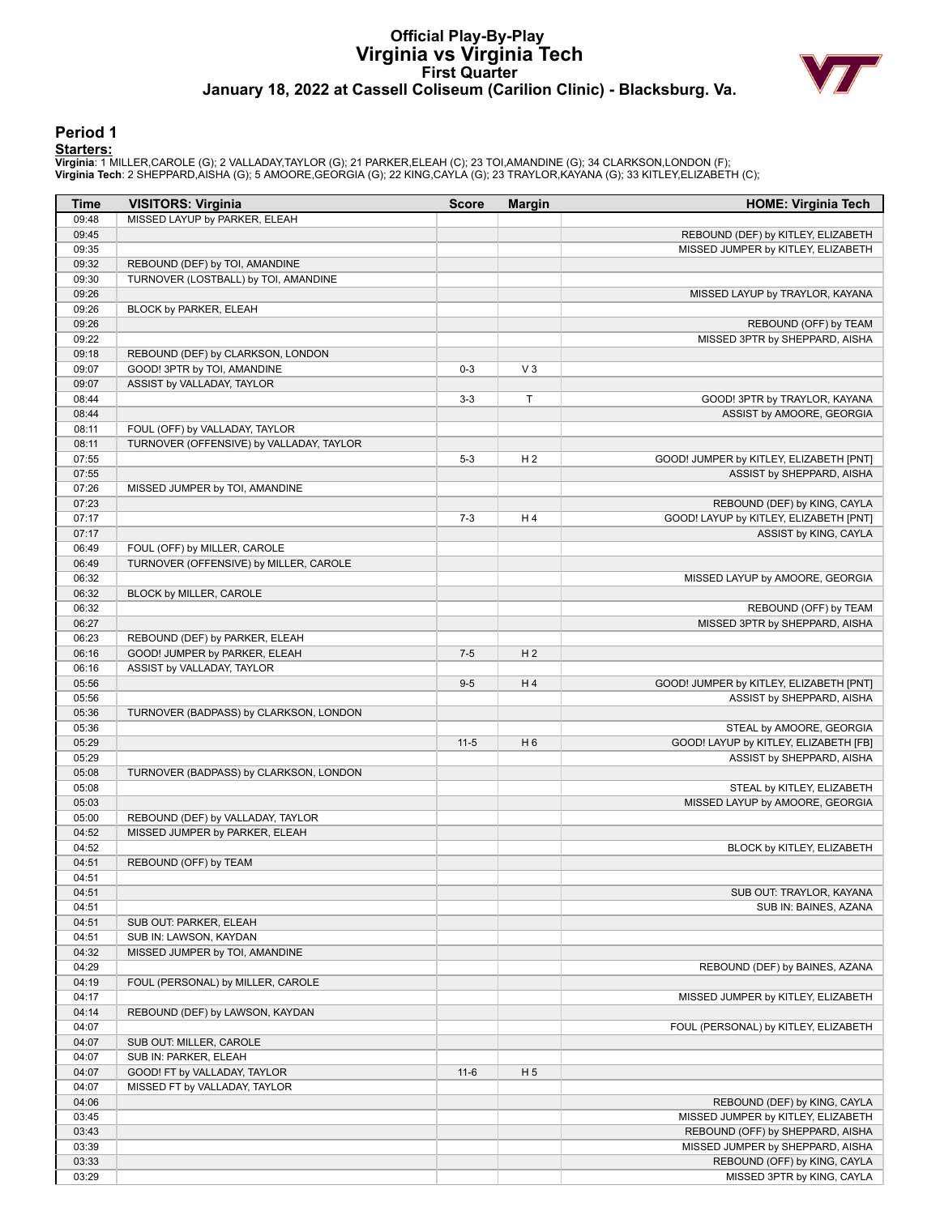# Official Play-By-Play
# Virginia vs Virginia Tech
## First Quarter
### January 18, 2022 at Cassell Coliseum (Carilion Clinic) - Blacksburg. Va.

## Period 1

**Starters:**

**Virginia**: 1 MILLER,CAROLE (G); 2 VALLADAY,TAYLOR (G); 21 PARKER,ELEAH (C); 23 TOI,AMANDINE (G); 34 CLARKSON,LONDON (F);
**Virginia Tech**: 2 SHEPPARD,AISHA (G); 5 AMOORE,GEORGIA (G); 22 KING,CAYLA (G); 23 TRAYLOR,KAYANA (G); 33 KITLEY,ELIZABETH (C);

| Time | VISITORS: Virginia | Score | Margin | HOME: Virginia Tech |
|---|---|---|---|---|
| 09:48 | MISSED LAYUP by PARKER, ELEAH | | | |
| 09:45 | | | | REBOUND (DEF) by KITLEY, ELIZABETH |
| 09:35 | | | | MISSED JUMPER by KITLEY, ELIZABETH |
| 09:32 | REBOUND (DEF) by TOI, AMANDINE | | | |
| 09:30 | TURNOVER (LOSTBALL) by TOI, AMANDINE | | | |
| 09:26 | | | | MISSED LAYUP by TRAYLOR, KAYANA |
| 09:26 | BLOCK by PARKER, ELEAH | | | |
| 09:26 | | | | REBOUND (OFF) by TEAM |
| 09:22 | | | | MISSED 3PTR by SHEPPARD, AISHA |
| 09:18 | REBOUND (DEF) by CLARKSON, LONDON | | | |
| 09:07 | GOOD! 3PTR by TOI, AMANDINE | 0-3 | V 3 | |
| 09:07 | ASSIST by VALLADAY, TAYLOR | | | |
| 08:44 | | 3-3 | T | GOOD! 3PTR by TRAYLOR, KAYANA |
| 08:44 | | | | ASSIST by AMOORE, GEORGIA |
| 08:11 | FOUL (OFF) by VALLADAY, TAYLOR | | | |
| 08:11 | TURNOVER (OFFENSIVE) by VALLADAY, TAYLOR | | | |
| 07:55 | | 5-3 | H 2 | GOOD! JUMPER by KITLEY, ELIZABETH [PNT] |
| 07:55 | | | | ASSIST by SHEPPARD, AISHA |
| 07:26 | MISSED JUMPER by TOI, AMANDINE | | | |
| 07:23 | | | | REBOUND (DEF) by KING, CAYLA |
| 07:17 | | 7-3 | H 4 | GOOD! LAYUP by KITLEY, ELIZABETH [PNT] |
| 07:17 | | | | ASSIST by KING, CAYLA |
| 06:49 | FOUL (OFF) by MILLER, CAROLE | | | |
| 06:49 | TURNOVER (OFFENSIVE) by MILLER, CAROLE | | | |
| 06:32 | | | | MISSED LAYUP by AMOORE, GEORGIA |
| 06:32 | BLOCK by MILLER, CAROLE | | | |
| 06:32 | | | | REBOUND (OFF) by TEAM |
| 06:27 | | | | MISSED 3PTR by SHEPPARD, AISHA |
| 06:23 | REBOUND (DEF) by PARKER, ELEAH | | | |
| 06:16 | GOOD! JUMPER by PARKER, ELEAH | 7-5 | H 2 | |
| 06:16 | ASSIST by VALLADAY, TAYLOR | | | |
| 05:56 | | 9-5 | H 4 | GOOD! JUMPER by KITLEY, ELIZABETH [PNT] |
| 05:56 | | | | ASSIST by SHEPPARD, AISHA |
| 05:36 | TURNOVER (BADPASS) by CLARKSON, LONDON | | | |
| 05:36 | | | | STEAL by AMOORE, GEORGIA |
| 05:29 | | 11-5 | H 6 | GOOD! LAYUP by KITLEY, ELIZABETH [FB] |
| 05:29 | | | | ASSIST by SHEPPARD, AISHA |
| 05:08 | TURNOVER (BADPASS) by CLARKSON, LONDON | | | |
| 05:08 | | | | STEAL by KITLEY, ELIZABETH |
| 05:03 | | | | MISSED LAYUP by AMOORE, GEORGIA |
| 05:00 | REBOUND (DEF) by VALLADAY, TAYLOR | | | |
| 04:52 | MISSED JUMPER by PARKER, ELEAH | | | |
| 04:52 | | | | BLOCK by KITLEY, ELIZABETH |
| 04:51 | REBOUND (OFF) by TEAM | | | |
| 04:51 | | | | |
| 04:51 | | | | SUB OUT: TRAYLOR, KAYANA |
| 04:51 | | | | SUB IN: BAINES, AZANA |
| 04:51 | SUB OUT: PARKER, ELEAH | | | |
| 04:51 | SUB IN: LAWSON, KAYDAN | | | |
| 04:32 | MISSED JUMPER by TOI, AMANDINE | | | |
| 04:29 | | | | REBOUND (DEF) by BAINES, AZANA |
| 04:19 | FOUL (PERSONAL) by MILLER, CAROLE | | | |
| 04:17 | | | | MISSED JUMPER by KITLEY, ELIZABETH |
| 04:14 | REBOUND (DEF) by LAWSON, KAYDAN | | | |
| 04:07 | | | | FOUL (PERSONAL) by KITLEY, ELIZABETH |
| 04:07 | SUB OUT: MILLER, CAROLE | | | |
| 04:07 | SUB IN: PARKER, ELEAH | | | |
| 04:07 | GOOD! FT by VALLADAY, TAYLOR | 11-6 | H 5 | |
| 04:07 | MISSED FT by VALLADAY, TAYLOR | | | |
| 04:06 | | | | REBOUND (DEF) by KING, CAYLA |
| 03:45 | | | | MISSED JUMPER by KITLEY, ELIZABETH |
| 03:43 | | | | REBOUND (OFF) by SHEPPARD, AISHA |
| 03:39 | | | | MISSED JUMPER by SHEPPARD, AISHA |
| 03:33 | | | | REBOUND (OFF) by KING, CAYLA |
| 03:29 | | | | MISSED 3PTR by KING, CAYLA |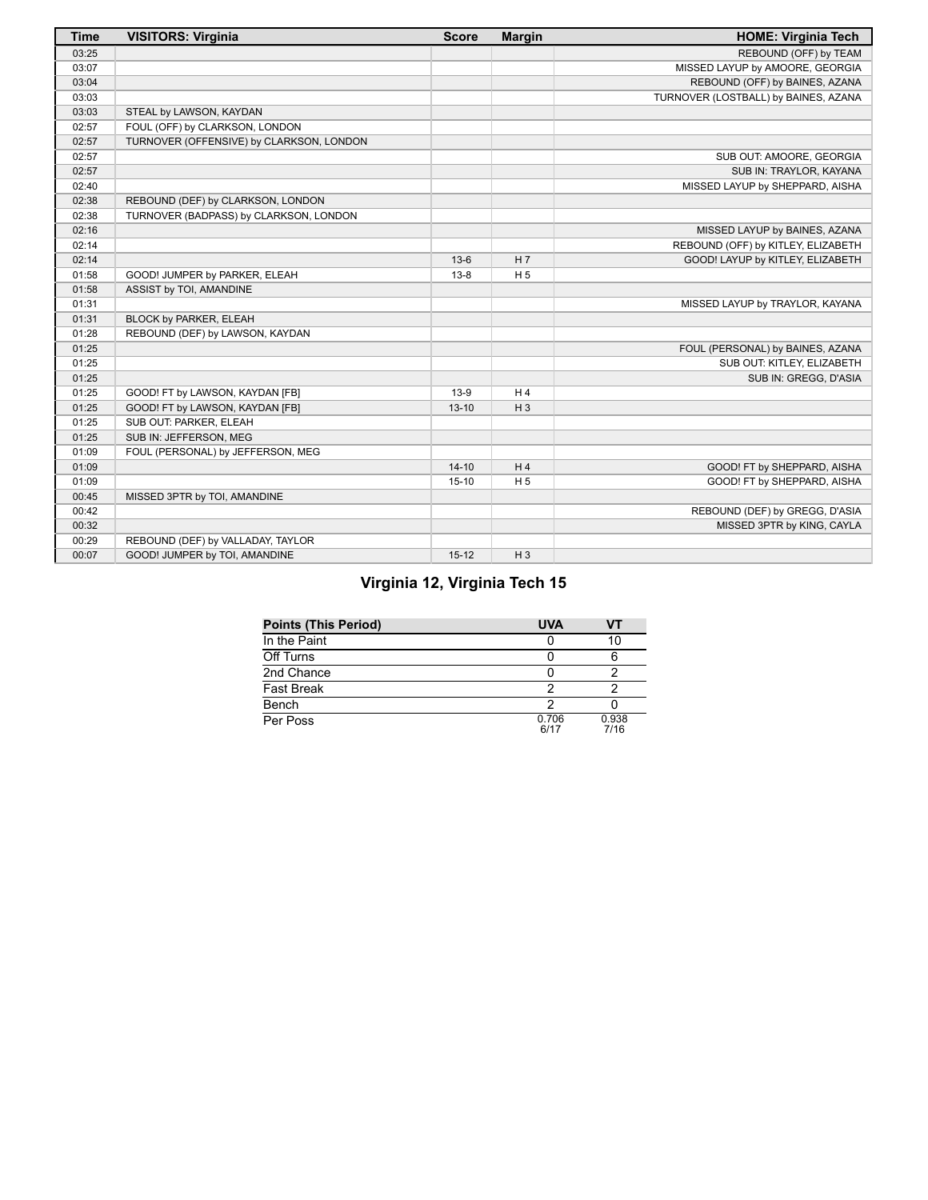| Time | VISITORS: Virginia | Score | Margin | HOME: Virginia Tech |
|---|---|---|---|---|
| 03:25 | | | | REBOUND (OFF) by TEAM |
| 03:07 | | | | MISSED LAYUP by AMOORE, GEORGIA |
| 03:04 | | | | REBOUND (OFF) by BAINES, AZANA |
| 03:03 | | | | TURNOVER (LOSTBALL) by BAINES, AZANA |
| 03:03 | STEAL by LAWSON, KAYDAN | | | |
| 02:57 | FOUL (OFF) by CLARKSON, LONDON | | | |
| 02:57 | TURNOVER (OFFENSIVE) by CLARKSON, LONDON | | | |
| 02:57 | | | | SUB OUT: AMOORE, GEORGIA |
| 02:57 | | | | SUB IN: TRAYLOR, KAYANA |
| 02:40 | | | | MISSED LAYUP by SHEPPARD, AISHA |
| 02:38 | REBOUND (DEF) by CLARKSON, LONDON | | | |
| 02:38 | TURNOVER (BADPASS) by CLARKSON, LONDON | | | |
| 02:16 | | | | MISSED LAYUP by BAINES, AZANA |
| 02:14 | | | | REBOUND (OFF) by KITLEY, ELIZABETH |
| 02:14 | | 13-6 | H 7 | GOOD! LAYUP by KITLEY, ELIZABETH |
| 01:58 | GOOD! JUMPER by PARKER, ELEAH | 13-8 | H 5 | |
| 01:58 | ASSIST by TOI, AMANDINE | | | |
| 01:31 | | | | MISSED LAYUP by TRAYLOR, KAYANA |
| 01:31 | BLOCK by PARKER, ELEAH | | | |
| 01:28 | REBOUND (DEF) by LAWSON, KAYDAN | | | |
| 01:25 | | | | FOUL (PERSONAL) by BAINES, AZANA |
| 01:25 | | | | SUB OUT: KITLEY, ELIZABETH |
| 01:25 | | | | SUB IN: GREGG, D'ASIA |
| 01:25 | GOOD! FT by LAWSON, KAYDAN [FB] | 13-9 | H 4 | |
| 01:25 | GOOD! FT by LAWSON, KAYDAN [FB] | 13-10 | H 3 | |
| 01:25 | SUB OUT: PARKER, ELEAH | | | |
| 01:25 | SUB IN: JEFFERSON, MEG | | | |
| 01:09 | FOUL (PERSONAL) by JEFFERSON, MEG | | | |
| 01:09 | | 14-10 | H 4 | GOOD! FT by SHEPPARD, AISHA |
| 01:09 | | 15-10 | H 5 | GOOD! FT by SHEPPARD, AISHA |
| 00:45 | MISSED 3PTR by TOI, AMANDINE | | | |
| 00:42 | | | | REBOUND (DEF) by GREGG, D'ASIA |
| 00:32 | | | | MISSED 3PTR by KING, CAYLA |
| 00:29 | REBOUND (DEF) by VALLADAY, TAYLOR | | | |
| 00:07 | GOOD! JUMPER by TOI, AMANDINE | 15-12 | H 3 | |

## Virginia 12, Virginia Tech 15

| Points (This Period) | UVA | VT |
|---|---|---|
| In the Paint | 0 | 10 |
| Off Turns | 0 | 6 |
| 2nd Chance | 0 | 2 |
| Fast Break | 2 | 2 |
| Bench | 2 | 0 |
| Per Poss | 0.706 6/17 | 0.938 7/16 |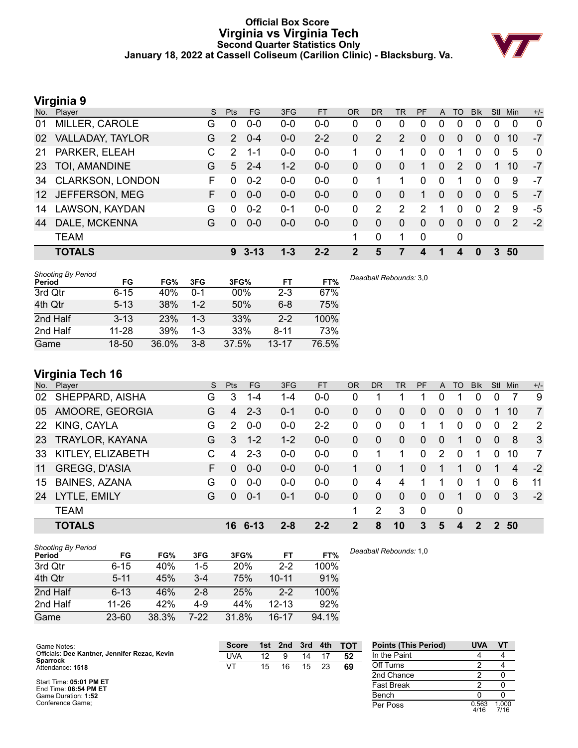# Official Box Score
# Virginia vs Virginia Tech
## Second Quarter Statistics Only
### January 18, 2022 at Cassell Coliseum (Carilion Clinic) - Blacksburg. Va.

## Virginia 9

| No. | Player | S | Pts | FG | 3FG | FT | OR | DR | TR | PF | A | TO | Blk | Stl | Min | +/- |
|---|---|---|---|---|---|---|---|---|---|---|---|---|---|---|---|---|
| 01 | MILLER, CAROLE | G | 0 | 0-0 | 0-0 | 0-0 | 0 | 0 | 0 | 0 | 0 | 0 | 0 | 0 | 0 | 0 |
| 02 | VALLADAY, TAYLOR | G | 2 | 0-4 | 0-0 | 2-2 | 0 | 2 | 2 | 0 | 0 | 0 | 0 | 0 | 10 | -7 |
| 21 | PARKER, ELEAH | C | 2 | 1-1 | 0-0 | 0-0 | 1 | 0 | 1 | 0 | 0 | 1 | 0 | 0 | 5 | 0 |
| 23 | TOI, AMANDINE | G | 5 | 2-4 | 1-2 | 0-0 | 0 | 0 | 0 | 1 | 0 | 2 | 0 | 1 | 10 | -7 |
| 34 | CLARKSON, LONDON | F | 0 | 0-2 | 0-0 | 0-0 | 0 | 1 | 1 | 0 | 0 | 1 | 0 | 0 | 9 | -7 |
| 12 | JEFFERSON, MEG | F | 0 | 0-0 | 0-0 | 0-0 | 0 | 0 | 0 | 1 | 0 | 0 | 0 | 0 | 5 | -7 |
| 14 | LAWSON, KAYDAN | G | 0 | 0-2 | 0-1 | 0-0 | 0 | 2 | 2 | 2 | 1 | 0 | 0 | 2 | 9 | -5 |
| 44 | DALE, MCKENNA | G | 0 | 0-0 | 0-0 | 0-0 | 0 | 0 | 0 | 0 | 0 | 0 | 0 | 0 | 2 | -2 |
| | TEAM | | | | | | 1 | 0 | 1 | 0 | | 0 | | | | |
| | **TOTALS** | | **9** | **3-13** | **1-3** | **2-2** | **2** | **5** | **7** | **4** | **1** | **4** | **0** | **3** | **50** | |

*Shooting By Period*

| Period | FG | FG% | 3FG | 3FG% | FT | FT% |
|---|---|---|---|---|---|---|
| 3rd Qtr | 6-15 | 40% | 0-1 | 00% | 2-3 | 67% |
| 4th Qtr | 5-13 | 38% | 1-2 | 50% | 6-8 | 75% |
| 2nd Half | 3-13 | 23% | 1-3 | 33% | 2-2 | 100% |
| 2nd Half | 11-28 | 39% | 1-3 | 33% | 8-11 | 73% |
| Game | 18-50 | 36.0% | 3-8 | 37.5% | 13-17 | 76.5% |

*Deadball Rebounds:* 3,0

## Virginia Tech 16

| No. | Player | S | Pts | FG | 3FG | FT | OR | DR | TR | PF | A | TO | Blk | Stl | Min | +/- |
|---|---|---|---|---|---|---|---|---|---|---|---|---|---|---|---|---|
| 02 | SHEPPARD, AISHA | G | 3 | 1-4 | 1-4 | 0-0 | 0 | 1 | 1 | 1 | 0 | 1 | 0 | 0 | 7 | 9 |
| 05 | AMOORE, GEORGIA | G | 4 | 2-3 | 0-1 | 0-0 | 0 | 0 | 0 | 0 | 0 | 0 | 0 | 1 | 10 | 7 |
| 22 | KING, CAYLA | G | 2 | 0-0 | 0-0 | 2-2 | 0 | 0 | 0 | 1 | 1 | 0 | 0 | 0 | 2 | 2 |
| 23 | TRAYLOR, KAYANA | G | 3 | 1-2 | 1-2 | 0-0 | 0 | 0 | 0 | 0 | 0 | 1 | 0 | 0 | 8 | 3 |
| 33 | KITLEY, ELIZABETH | C | 4 | 2-3 | 0-0 | 0-0 | 0 | 1 | 1 | 0 | 2 | 0 | 1 | 0 | 10 | 7 |
| 11 | GREGG, D'ASIA | F | 0 | 0-0 | 0-0 | 0-0 | 1 | 0 | 1 | 0 | 1 | 1 | 0 | 1 | 4 | -2 |
| 15 | BAINES, AZANA | G | 0 | 0-0 | 0-0 | 0-0 | 0 | 4 | 4 | 1 | 1 | 0 | 1 | 0 | 6 | 11 |
| 24 | LYTLE, EMILY | G | 0 | 0-1 | 0-1 | 0-0 | 0 | 0 | 0 | 0 | 0 | 1 | 0 | 0 | 3 | -2 |
| | TEAM | | | | | | 1 | 2 | 3 | 0 | | 0 | | | | |
| | **TOTALS** | | **16** | **6-13** | **2-8** | **2-2** | **2** | **8** | **10** | **3** | **5** | **4** | **2** | **2** | **50** | |

*Shooting By Period*

| Period | FG | FG% | 3FG | 3FG% | FT | FT% |
|---|---|---|---|---|---|---|
| 3rd Qtr | 6-15 | 40% | 1-5 | 20% | 2-2 | 100% |
| 4th Qtr | 5-11 | 45% | 3-4 | 75% | 10-11 | 91% |
| 2nd Half | 6-13 | 46% | 2-8 | 25% | 2-2 | 100% |
| 2nd Half | 11-26 | 42% | 4-9 | 44% | 12-13 | 92% |
| Game | 23-60 | 38.3% | 7-22 | 31.8% | 16-17 | 94.1% |

*Deadball Rebounds:* 1,0

Game Notes:
Officials: **Dee Kantner, Jennifer Rezac, Kevin Sparrock**
Attendance: **1518**

Start Time: **05:01 PM ET**
End Time: **06:54 PM ET**
Game Duration: **1:52**
Conference Game;

| Score | 1st | 2nd | 3rd | 4th | TOT |
|---|---|---|---|---|---|
| UVA | 12 | 9 | 14 | 17 | **52** |
| VT | 15 | 16 | 15 | 23 | **69** |

| Points (This Period) | UVA | VT |
|---|---|---|
| In the Paint | 4 | 4 |
| Off Turns | 2 | 4 |
| 2nd Chance | 2 | 0 |
| Fast Break | 2 | 0 |
| Bench | 0 | 0 |
| Per Poss | 0.563 4/16 | 1.000 7/16 |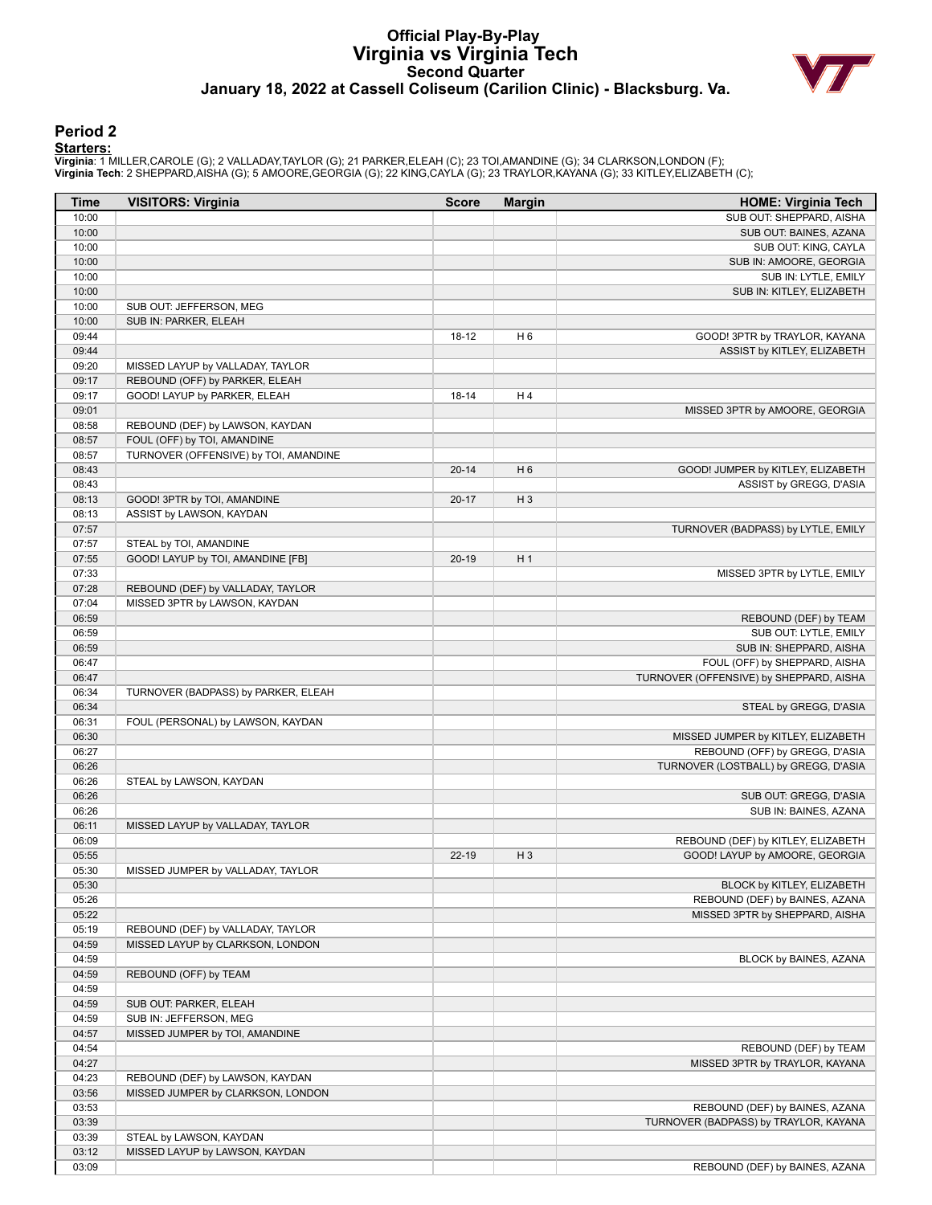# Official Play-By-Play
# Virginia vs Virginia Tech
## Second Quarter
### January 18, 2022 at Cassell Coliseum (Carilion Clinic) - Blacksburg. Va.

## Period 2

**Starters:**

**Virginia**: 1 MILLER,CAROLE (G); 2 VALLADAY,TAYLOR (G); 21 PARKER,ELEAH (C); 23 TOI,AMANDINE (G); 34 CLARKSON,LONDON (F);
**Virginia Tech**: 2 SHEPPARD,AISHA (G); 5 AMOORE,GEORGIA (G); 22 KING,CAYLA (G); 23 TRAYLOR,KAYANA (G); 33 KITLEY,ELIZABETH (C);

| Time | VISITORS: Virginia | Score | Margin | HOME: Virginia Tech |
|---|---|---|---|---|
| 10:00 | | | | SUB OUT: SHEPPARD, AISHA |
| 10:00 | | | | SUB OUT: BAINES, AZANA |
| 10:00 | | | | SUB OUT: KING, CAYLA |
| 10:00 | | | | SUB IN: AMOORE, GEORGIA |
| 10:00 | | | | SUB IN: LYTLE, EMILY |
| 10:00 | | | | SUB IN: KITLEY, ELIZABETH |
| 10:00 | SUB OUT: JEFFERSON, MEG | | | |
| 10:00 | SUB IN: PARKER, ELEAH | | | |
| 09:44 | | 18-12 | H 6 | GOOD! 3PTR by TRAYLOR, KAYANA |
| 09:44 | | | | ASSIST by KITLEY, ELIZABETH |
| 09:20 | MISSED LAYUP by VALLADAY, TAYLOR | | | |
| 09:17 | REBOUND (OFF) by PARKER, ELEAH | | | |
| 09:17 | GOOD! LAYUP by PARKER, ELEAH | 18-14 | H 4 | |
| 09:01 | | | | MISSED 3PTR by AMOORE, GEORGIA |
| 08:58 | REBOUND (DEF) by LAWSON, KAYDAN | | | |
| 08:57 | FOUL (OFF) by TOI, AMANDINE | | | |
| 08:57 | TURNOVER (OFFENSIVE) by TOI, AMANDINE | | | |
| 08:43 | | 20-14 | H 6 | GOOD! JUMPER by KITLEY, ELIZABETH |
| 08:43 | | | | ASSIST by GREGG, D'ASIA |
| 08:13 | GOOD! 3PTR by TOI, AMANDINE | 20-17 | H 3 | |
| 08:13 | ASSIST by LAWSON, KAYDAN | | | |
| 07:57 | | | | TURNOVER (BADPASS) by LYTLE, EMILY |
| 07:57 | STEAL by TOI, AMANDINE | | | |
| 07:55 | GOOD! LAYUP by TOI, AMANDINE [FB] | 20-19 | H 1 | |
| 07:33 | | | | MISSED 3PTR by LYTLE, EMILY |
| 07:28 | REBOUND (DEF) by VALLADAY, TAYLOR | | | |
| 07:04 | MISSED 3PTR by LAWSON, KAYDAN | | | |
| 06:59 | | | | REBOUND (DEF) by TEAM |
| 06:59 | | | | SUB OUT: LYTLE, EMILY |
| 06:59 | | | | SUB IN: SHEPPARD, AISHA |
| 06:47 | | | | FOUL (OFF) by SHEPPARD, AISHA |
| 06:47 | | | | TURNOVER (OFFENSIVE) by SHEPPARD, AISHA |
| 06:34 | TURNOVER (BADPASS) by PARKER, ELEAH | | | |
| 06:34 | | | | STEAL by GREGG, D'ASIA |
| 06:31 | FOUL (PERSONAL) by LAWSON, KAYDAN | | | |
| 06:30 | | | | MISSED JUMPER by KITLEY, ELIZABETH |
| 06:27 | | | | REBOUND (OFF) by GREGG, D'ASIA |
| 06:26 | | | | TURNOVER (LOSTBALL) by GREGG, D'ASIA |
| 06:26 | STEAL by LAWSON, KAYDAN | | | |
| 06:26 | | | | SUB OUT: GREGG, D'ASIA |
| 06:26 | | | | SUB IN: BAINES, AZANA |
| 06:11 | MISSED LAYUP by VALLADAY, TAYLOR | | | |
| 06:09 | | | | REBOUND (DEF) by KITLEY, ELIZABETH |
| 05:55 | | 22-19 | H 3 | GOOD! LAYUP by AMOORE, GEORGIA |
| 05:30 | MISSED JUMPER by VALLADAY, TAYLOR | | | |
| 05:30 | | | | BLOCK by KITLEY, ELIZABETH |
| 05:26 | | | | REBOUND (DEF) by BAINES, AZANA |
| 05:22 | | | | MISSED 3PTR by SHEPPARD, AISHA |
| 05:19 | REBOUND (DEF) by VALLADAY, TAYLOR | | | |
| 04:59 | MISSED LAYUP by CLARKSON, LONDON | | | |
| 04:59 | | | | BLOCK by BAINES, AZANA |
| 04:59 | REBOUND (OFF) by TEAM | | | |
| 04:59 | | | | |
| 04:59 | SUB OUT: PARKER, ELEAH | | | |
| 04:59 | SUB IN: JEFFERSON, MEG | | | |
| 04:57 | MISSED JUMPER by TOI, AMANDINE | | | |
| 04:54 | | | | REBOUND (DEF) by TEAM |
| 04:27 | | | | MISSED 3PTR by TRAYLOR, KAYANA |
| 04:23 | REBOUND (DEF) by LAWSON, KAYDAN | | | |
| 03:56 | MISSED JUMPER by CLARKSON, LONDON | | | |
| 03:53 | | | | REBOUND (DEF) by BAINES, AZANA |
| 03:39 | | | | TURNOVER (BADPASS) by TRAYLOR, KAYANA |
| 03:39 | STEAL by LAWSON, KAYDAN | | | |
| 03:12 | MISSED LAYUP by LAWSON, KAYDAN | | | |
| 03:09 | | | | REBOUND (DEF) by BAINES, AZANA |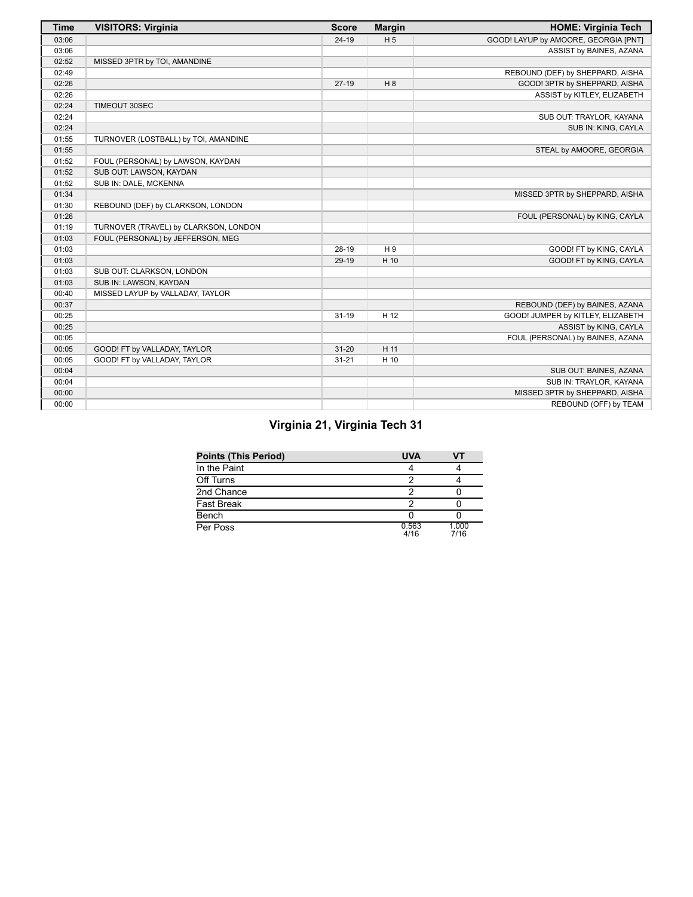| Time | VISITORS: Virginia | Score | Margin | HOME: Virginia Tech |
|---|---|---|---|---|
| 03:06 | | 24-19 | H 5 | GOOD! LAYUP by AMOORE, GEORGIA [PNT] |
| 03:06 | | | | ASSIST by BAINES, AZANA |
| 02:52 | MISSED 3PTR by TOI, AMANDINE | | | |
| 02:49 | | | | REBOUND (DEF) by SHEPPARD, AISHA |
| 02:26 | | 27-19 | H 8 | GOOD! 3PTR by SHEPPARD, AISHA |
| 02:26 | | | | ASSIST by KITLEY, ELIZABETH |
| 02:24 | TIMEOUT 30SEC | | | |
| 02:24 | | | | SUB OUT: TRAYLOR, KAYANA |
| 02:24 | | | | SUB IN: KING, CAYLA |
| 01:55 | TURNOVER (LOSTBALL) by TOI, AMANDINE | | | |
| 01:55 | | | | STEAL by AMOORE, GEORGIA |
| 01:52 | FOUL (PERSONAL) by LAWSON, KAYDAN | | | |
| 01:52 | SUB OUT: LAWSON, KAYDAN | | | |
| 01:52 | SUB IN: DALE, MCKENNA | | | |
| 01:34 | | | | MISSED 3PTR by SHEPPARD, AISHA |
| 01:30 | REBOUND (DEF) by CLARKSON, LONDON | | | |
| 01:26 | | | | FOUL (PERSONAL) by KING, CAYLA |
| 01:19 | TURNOVER (TRAVEL) by CLARKSON, LONDON | | | |
| 01:03 | FOUL (PERSONAL) by JEFFERSON, MEG | | | |
| 01:03 | | 28-19 | H 9 | GOOD! FT by KING, CAYLA |
| 01:03 | | 29-19 | H 10 | GOOD! FT by KING, CAYLA |
| 01:03 | SUB OUT: CLARKSON, LONDON | | | |
| 01:03 | SUB IN: LAWSON, KAYDAN | | | |
| 00:40 | MISSED LAYUP by VALLADAY, TAYLOR | | | |
| 00:37 | | | | REBOUND (DEF) by BAINES, AZANA |
| 00:25 | | 31-19 | H 12 | GOOD! JUMPER by KITLEY, ELIZABETH |
| 00:25 | | | | ASSIST by KING, CAYLA |
| 00:05 | | | | FOUL (PERSONAL) by BAINES, AZANA |
| 00:05 | GOOD! FT by VALLADAY, TAYLOR | 31-20 | H 11 | |
| 00:05 | GOOD! FT by VALLADAY, TAYLOR | 31-21 | H 10 | |
| 00:04 | | | | SUB OUT: BAINES, AZANA |
| 00:04 | | | | SUB IN: TRAYLOR, KAYANA |
| 00:00 | | | | MISSED 3PTR by SHEPPARD, AISHA |
| 00:00 | | | | REBOUND (OFF) by TEAM |

## Virginia 21, Virginia Tech 31

| Points (This Period) | UVA | VT |
|---|---|---|
| In the Paint | 4 | 4 |
| Off Turns | 2 | 4 |
| 2nd Chance | 2 | 0 |
| Fast Break | 2 | 0 |
| Bench | 0 | 0 |
| Per Poss | 0.563 4/16 | 1.000 7/16 |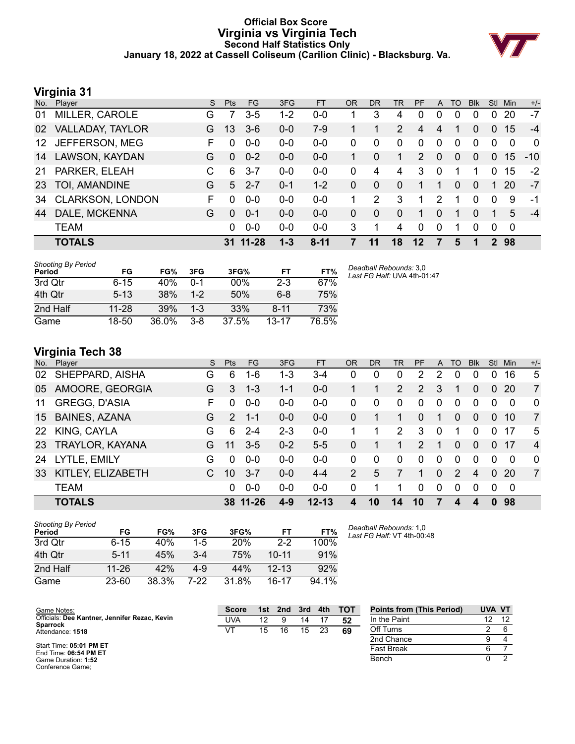# Official Box Score
# Virginia vs Virginia Tech
## Second Half Statistics Only
### January 18, 2022 at Cassell Coliseum (Carilion Clinic) - Blacksburg. Va.

## Virginia 31

| No. | Player | S | Pts | FG | 3FG | FT | OR | DR | TR | PF | A | TO | Blk | Stl | Min | +/- |
|---|---|---|---|---|---|---|---|---|---|---|---|---|---|---|---|---|
| 01 | MILLER, CAROLE | G | 7 | 3-5 | 1-2 | 0-0 | 1 | 3 | 4 | 0 | 0 | 0 | 0 | 0 | 20 | -7 |
| 02 | VALLADAY, TAYLOR | G | 13 | 3-6 | 0-0 | 7-9 | 1 | 1 | 2 | 4 | 4 | 1 | 0 | 0 | 15 | -4 |
| 12 | JEFFERSON, MEG | F | 0 | 0-0 | 0-0 | 0-0 | 0 | 0 | 0 | 0 | 0 | 0 | 0 | 0 | 0 | 0 |
| 14 | LAWSON, KAYDAN | G | 0 | 0-2 | 0-0 | 0-0 | 1 | 0 | 1 | 2 | 0 | 0 | 0 | 0 | 15 | -10 |
| 21 | PARKER, ELEAH | C | 6 | 3-7 | 0-0 | 0-0 | 0 | 4 | 4 | 3 | 0 | 1 | 1 | 0 | 15 | -2 |
| 23 | TOI, AMANDINE | G | 5 | 2-7 | 0-1 | 1-2 | 0 | 0 | 0 | 1 | 1 | 0 | 0 | 1 | 20 | -7 |
| 34 | CLARKSON, LONDON | F | 0 | 0-0 | 0-0 | 0-0 | 1 | 2 | 3 | 1 | 2 | 1 | 0 | 0 | 9 | -1 |
| 44 | DALE, MCKENNA | G | 0 | 0-1 | 0-0 | 0-0 | 0 | 0 | 0 | 1 | 0 | 1 | 0 | 1 | 5 | -4 |
| | TEAM | | 0 | 0-0 | 0-0 | 0-0 | 3 | 1 | 4 | 0 | 0 | 1 | 0 | 0 | 0 | |
| | **TOTALS** | | **31** | **11-28** | **1-3** | **8-11** | **7** | **11** | **18** | **12** | **7** | **5** | **1** | **2** | **98** | |

*Shooting By Period*

| Period | FG | FG% | 3FG | 3FG% | FT | FT% |
|---|---|---|---|---|---|---|
| 3rd Qtr | 6-15 | 40% | 0-1 | 00% | 2-3 | 67% |
| 4th Qtr | 5-13 | 38% | 1-2 | 50% | 6-8 | 75% |
| 2nd Half | 11-28 | 39% | 1-3 | 33% | 8-11 | 73% |
| Game | 18-50 | 36.0% | 3-8 | 37.5% | 13-17 | 76.5% |

*Deadball Rebounds:* 3,0
*Last FG Half:* UVA 4th-01:47

## Virginia Tech 38

| No. | Player | S | Pts | FG | 3FG | FT | OR | DR | TR | PF | A | TO | Blk | Stl | Min | +/- |
|---|---|---|---|---|---|---|---|---|---|---|---|---|---|---|---|---|
| 02 | SHEPPARD, AISHA | G | 6 | 1-6 | 1-3 | 3-4 | 0 | 0 | 0 | 2 | 2 | 0 | 0 | 0 | 16 | 5 |
| 05 | AMOORE, GEORGIA | G | 3 | 1-3 | 1-1 | 0-0 | 1 | 1 | 2 | 2 | 3 | 1 | 0 | 0 | 20 | 7 |
| 11 | GREGG, D'ASIA | F | 0 | 0-0 | 0-0 | 0-0 | 0 | 0 | 0 | 0 | 0 | 0 | 0 | 0 | 0 | 0 |
| 15 | BAINES, AZANA | G | 2 | 1-1 | 0-0 | 0-0 | 0 | 1 | 1 | 0 | 1 | 0 | 0 | 0 | 10 | 7 |
| 22 | KING, CAYLA | G | 6 | 2-4 | 2-3 | 0-0 | 1 | 1 | 2 | 3 | 0 | 1 | 0 | 0 | 17 | 5 |
| 23 | TRAYLOR, KAYANA | G | 11 | 3-5 | 0-2 | 5-5 | 0 | 1 | 1 | 2 | 1 | 0 | 0 | 0 | 17 | 4 |
| 24 | LYTLE, EMILY | G | 0 | 0-0 | 0-0 | 0-0 | 0 | 0 | 0 | 0 | 0 | 0 | 0 | 0 | 0 | 0 |
| 33 | KITLEY, ELIZABETH | C | 10 | 3-7 | 0-0 | 4-4 | 2 | 5 | 7 | 1 | 0 | 2 | 4 | 0 | 20 | 7 |
| | TEAM | | 0 | 0-0 | 0-0 | 0-0 | 0 | 1 | 1 | 0 | 0 | 0 | 0 | 0 | 0 | |
| | **TOTALS** | | **38** | **11-26** | **4-9** | **12-13** | **4** | **10** | **14** | **10** | **7** | **4** | **4** | **0** | **98** | |

*Shooting By Period*

| Period | FG | FG% | 3FG | 3FG% | FT | FT% |
|---|---|---|---|---|---|---|
| 3rd Qtr | 6-15 | 40% | 1-5 | 20% | 2-2 | 100% |
| 4th Qtr | 5-11 | 45% | 3-4 | 75% | 10-11 | 91% |
| 2nd Half | 11-26 | 42% | 4-9 | 44% | 12-13 | 92% |
| Game | 23-60 | 38.3% | 7-22 | 31.8% | 16-17 | 94.1% |

*Deadball Rebounds:* 1,0
*Last FG Half:* VT 4th-00:48

Game Notes:
Officials: **Dee Kantner, Jennifer Rezac, Kevin Sparrock**
Attendance: **1518**

Start Time: **05:01 PM ET**
End Time: **06:54 PM ET**
Game Duration: **1:52**
Conference Game;

| Score | 1st | 2nd | 3rd | 4th | TOT |
|---|---|---|---|---|---|
| UVA | 12 | 9 | 14 | 17 | **52** |
| VT | 15 | 16 | 15 | 23 | **69** |

| Points from (This Period) | UVA | VT |
|---|---|---|
| In the Paint | 12 | 12 |
| Off Turns | 2 | 6 |
| 2nd Chance | 9 | 4 |
| Fast Break | 6 | 7 |
| Bench | 0 | 2 |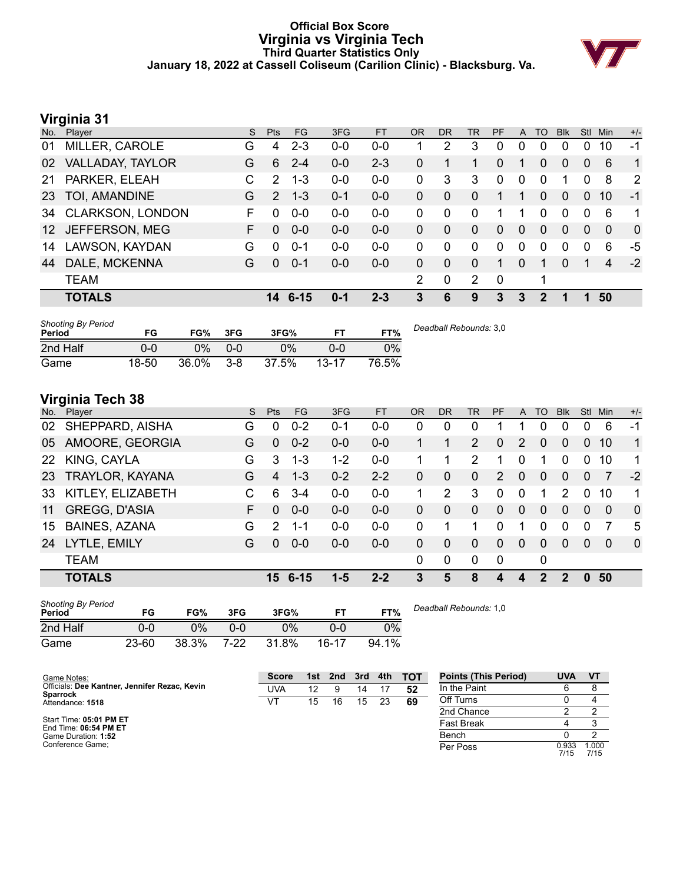# Official Box Score
## Virginia vs Virginia Tech
### Third Quarter Statistics Only
### January 18, 2022 at Cassell Coliseum (Carilion Clinic) - Blacksburg. Va.

## Virginia 31

| No. | Player | S | Pts | FG | 3FG | FT | OR | DR | TR | PF | A | TO | Blk | Stl | Min | +/- |
|---|---|---|---|---|---|---|---|---|---|---|---|---|---|---|---|---|
| 01 | MILLER, CAROLE | G | 4 | 2-3 | 0-0 | 0-0 | 1 | 2 | 3 | 0 | 0 | 0 | 0 | 0 | 10 | -1 |
| 02 | VALLADAY, TAYLOR | G | 6 | 2-4 | 0-0 | 2-3 | 0 | 1 | 1 | 0 | 1 | 0 | 0 | 0 | 6 | 1 |
| 21 | PARKER, ELEAH | C | 2 | 1-3 | 0-0 | 0-0 | 0 | 3 | 3 | 0 | 0 | 0 | 1 | 0 | 8 | 2 |
| 23 | TOI, AMANDINE | G | 2 | 1-3 | 0-1 | 0-0 | 0 | 0 | 0 | 1 | 1 | 0 | 0 | 0 | 10 | -1 |
| 34 | CLARKSON, LONDON | F | 0 | 0-0 | 0-0 | 0-0 | 0 | 0 | 0 | 1 | 1 | 0 | 0 | 0 | 6 | 1 |
| 12 | JEFFERSON, MEG | F | 0 | 0-0 | 0-0 | 0-0 | 0 | 0 | 0 | 0 | 0 | 0 | 0 | 0 | 0 | 0 |
| 14 | LAWSON, KAYDAN | G | 0 | 0-1 | 0-0 | 0-0 | 0 | 0 | 0 | 0 | 0 | 0 | 0 | 0 | 6 | -5 |
| 44 | DALE, MCKENNA | G | 0 | 0-1 | 0-0 | 0-0 | 0 | 0 | 0 | 1 | 0 | 1 | 0 | 1 | 4 | -2 |
| | TEAM | | | | | | 2 | 0 | 2 | 0 | | 1 | | | | |
| | **TOTALS** | | **14** | **6-15** | **0-1** | **2-3** | **3** | **6** | **9** | **3** | **3** | **2** | **1** | **1** | **50** | |

| Shooting By Period Period | FG | FG% | 3FG | 3FG% | FT | FT% |
|---|---|---|---|---|---|---|
| 2nd Half | 0-0 | 0% | 0-0 | 0% | 0-0 | 0% |
| Game | 18-50 | 36.0% | 3-8 | 37.5% | 13-17 | 76.5% |

*Deadball Rebounds:* 3,0

## Virginia Tech 38

| No. | Player | S | Pts | FG | 3FG | FT | OR | DR | TR | PF | A | TO | Blk | Stl | Min | +/- |
|---|---|---|---|---|---|---|---|---|---|---|---|---|---|---|---|---|
| 02 | SHEPPARD, AISHA | G | 0 | 0-2 | 0-1 | 0-0 | 0 | 0 | 0 | 1 | 1 | 0 | 0 | 0 | 6 | -1 |
| 05 | AMOORE, GEORGIA | G | 0 | 0-2 | 0-0 | 0-0 | 1 | 1 | 2 | 0 | 2 | 0 | 0 | 0 | 10 | 1 |
| 22 | KING, CAYLA | G | 3 | 1-3 | 1-2 | 0-0 | 1 | 1 | 2 | 1 | 0 | 1 | 0 | 0 | 10 | 1 |
| 23 | TRAYLOR, KAYANA | G | 4 | 1-3 | 0-2 | 2-2 | 0 | 0 | 0 | 2 | 0 | 0 | 0 | 0 | 7 | -2 |
| 33 | KITLEY, ELIZABETH | C | 6 | 3-4 | 0-0 | 0-0 | 1 | 2 | 3 | 0 | 0 | 1 | 2 | 0 | 10 | 1 |
| 11 | GREGG, D'ASIA | F | 0 | 0-0 | 0-0 | 0-0 | 0 | 0 | 0 | 0 | 0 | 0 | 0 | 0 | 0 | 0 |
| 15 | BAINES, AZANA | G | 2 | 1-1 | 0-0 | 0-0 | 0 | 1 | 1 | 0 | 1 | 0 | 0 | 0 | 7 | 5 |
| 24 | LYTLE, EMILY | G | 0 | 0-0 | 0-0 | 0-0 | 0 | 0 | 0 | 0 | 0 | 0 | 0 | 0 | 0 | 0 |
| | TEAM | | | | | | 0 | 0 | 0 | 0 | | 0 | | | | |
| | **TOTALS** | | **15** | **6-15** | **1-5** | **2-2** | **3** | **5** | **8** | **4** | **4** | **2** | **2** | **0** | **50** | |

| Shooting By Period Period | FG | FG% | 3FG | 3FG% | FT | FT% |
|---|---|---|---|---|---|---|
| 2nd Half | 0-0 | 0% | 0-0 | 0% | 0-0 | 0% |
| Game | 23-60 | 38.3% | 7-22 | 31.8% | 16-17 | 94.1% |

*Deadball Rebounds:* 1,0

Game Notes:
Officials: **Dee Kantner, Jennifer Rezac, Kevin Sparrock**
Attendance: **1518**

Start Time: **05:01 PM ET**
End Time: **06:54 PM ET**
Game Duration: **1:52**
Conference Game;

| Score | 1st | 2nd | 3rd | 4th | TOT |
|---|---|---|---|---|---|
| UVA | 12 | 9 | 14 | 17 | **52** |
| VT | 15 | 16 | 15 | 23 | **69** |

| Points (This Period) | UVA | VT |
|---|---|---|
| In the Paint | 6 | 8 |
| Off Turns | 0 | 4 |
| 2nd Chance | 2 | 2 |
| Fast Break | 4 | 3 |
| Bench | 0 | 2 |
| Per Poss | 0.933 7/15 | 1.000 7/15 |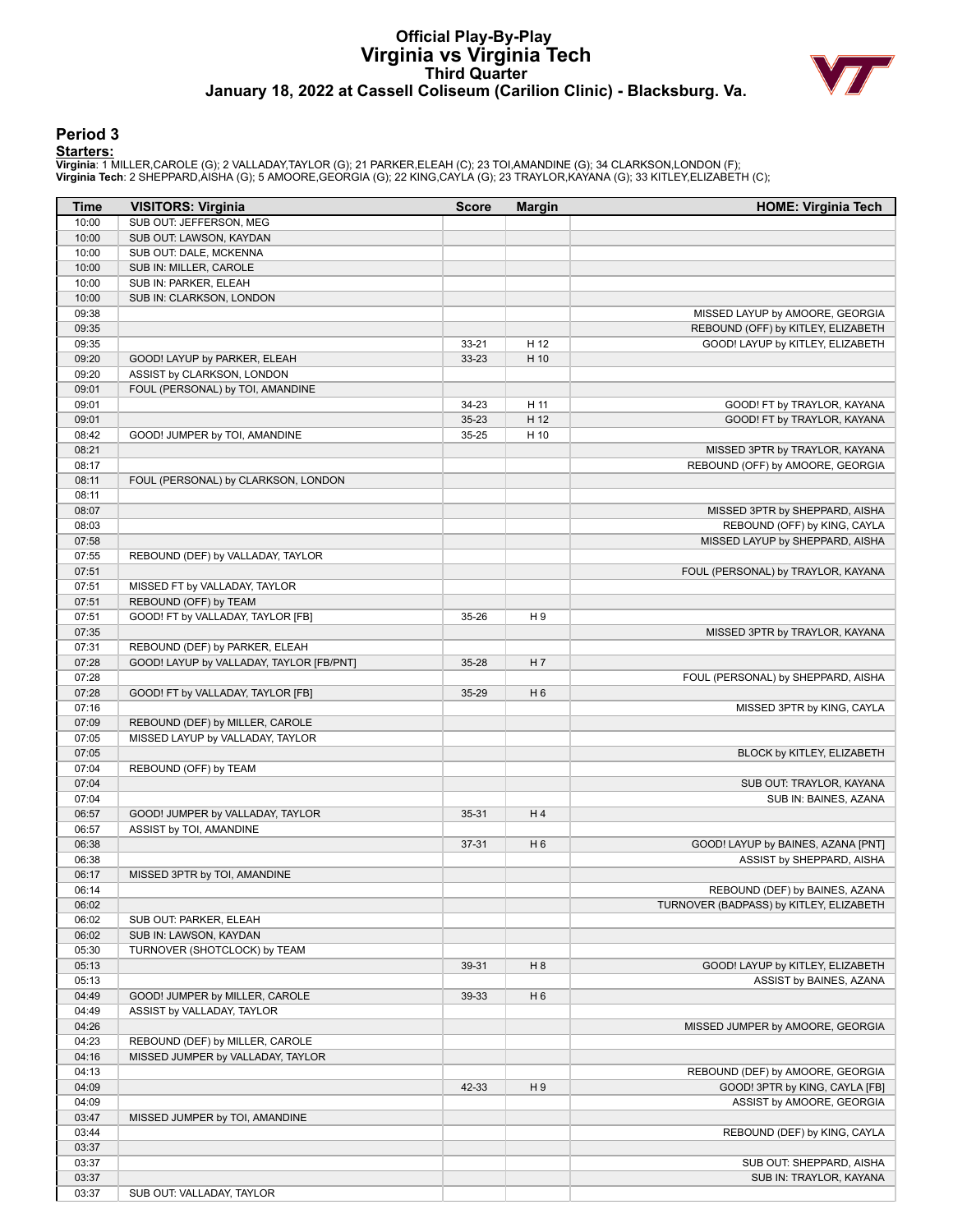# Official Play-By-Play
# Virginia vs Virginia Tech
## Third Quarter
## January 18, 2022 at Cassell Coliseum (Carilion Clinic) - Blacksburg. Va.

### Period 3

**Starters:**

**Virginia**: 1 MILLER,CAROLE (G); 2 VALLADAY,TAYLOR (G); 21 PARKER,ELEAH (C); 23 TOI,AMANDINE (G); 34 CLARKSON,LONDON (F);
**Virginia Tech**: 2 SHEPPARD,AISHA (G); 5 AMOORE,GEORGIA (G); 22 KING,CAYLA (G); 23 TRAYLOR,KAYANA (G); 33 KITLEY,ELIZABETH (C);

| Time | VISITORS: Virginia | Score | Margin | HOME: Virginia Tech |
|---|---|---|---|---|
| 10:00 | SUB OUT: JEFFERSON, MEG | | | |
| 10:00 | SUB OUT: LAWSON, KAYDAN | | | |
| 10:00 | SUB OUT: DALE, MCKENNA | | | |
| 10:00 | SUB IN: MILLER, CAROLE | | | |
| 10:00 | SUB IN: PARKER, ELEAH | | | |
| 10:00 | SUB IN: CLARKSON, LONDON | | | |
| 09:38 | | | | MISSED LAYUP by AMOORE, GEORGIA |
| 09:35 | | | | REBOUND (OFF) by KITLEY, ELIZABETH |
| 09:35 | | 33-21 | H 12 | GOOD! LAYUP by KITLEY, ELIZABETH |
| 09:20 | GOOD! LAYUP by PARKER, ELEAH | 33-23 | H 10 | |
| 09:20 | ASSIST by CLARKSON, LONDON | | | |
| 09:01 | FOUL (PERSONAL) by TOI, AMANDINE | | | |
| 09:01 | | 34-23 | H 11 | GOOD! FT by TRAYLOR, KAYANA |
| 09:01 | | 35-23 | H 12 | GOOD! FT by TRAYLOR, KAYANA |
| 08:42 | GOOD! JUMPER by TOI, AMANDINE | 35-25 | H 10 | |
| 08:21 | | | | MISSED 3PTR by TRAYLOR, KAYANA |
| 08:17 | | | | REBOUND (OFF) by AMOORE, GEORGIA |
| 08:11 | FOUL (PERSONAL) by CLARKSON, LONDON | | | |
| 08:11 | | | | |
| 08:07 | | | | MISSED 3PTR by SHEPPARD, AISHA |
| 08:03 | | | | REBOUND (OFF) by KING, CAYLA |
| 07:58 | | | | MISSED LAYUP by SHEPPARD, AISHA |
| 07:55 | REBOUND (DEF) by VALLADAY, TAYLOR | | | |
| 07:51 | | | | FOUL (PERSONAL) by TRAYLOR, KAYANA |
| 07:51 | MISSED FT by VALLADAY, TAYLOR | | | |
| 07:51 | REBOUND (OFF) by TEAM | | | |
| 07:51 | GOOD! FT by VALLADAY, TAYLOR [FB] | 35-26 | H 9 | |
| 07:35 | | | | MISSED 3PTR by TRAYLOR, KAYANA |
| 07:31 | REBOUND (DEF) by PARKER, ELEAH | | | |
| 07:28 | GOOD! LAYUP by VALLADAY, TAYLOR [FB/PNT] | 35-28 | H 7 | |
| 07:28 | | | | FOUL (PERSONAL) by SHEPPARD, AISHA |
| 07:28 | GOOD! FT by VALLADAY, TAYLOR [FB] | 35-29 | H 6 | |
| 07:16 | | | | MISSED 3PTR by KING, CAYLA |
| 07:09 | REBOUND (DEF) by MILLER, CAROLE | | | |
| 07:05 | MISSED LAYUP by VALLADAY, TAYLOR | | | |
| 07:05 | | | | BLOCK by KITLEY, ELIZABETH |
| 07:04 | REBOUND (OFF) by TEAM | | | |
| 07:04 | | | | SUB OUT: TRAYLOR, KAYANA |
| 07:04 | | | | SUB IN: BAINES, AZANA |
| 06:57 | GOOD! JUMPER by VALLADAY, TAYLOR | 35-31 | H 4 | |
| 06:57 | ASSIST by TOI, AMANDINE | | | |
| 06:38 | | 37-31 | H 6 | GOOD! LAYUP by BAINES, AZANA [PNT] |
| 06:38 | | | | ASSIST by SHEPPARD, AISHA |
| 06:17 | MISSED 3PTR by TOI, AMANDINE | | | |
| 06:14 | | | | REBOUND (DEF) by BAINES, AZANA |
| 06:02 | | | | TURNOVER (BADPASS) by KITLEY, ELIZABETH |
| 06:02 | SUB OUT: PARKER, ELEAH | | | |
| 06:02 | SUB IN: LAWSON, KAYDAN | | | |
| 05:30 | TURNOVER (SHOTCLOCK) by TEAM | | | |
| 05:13 | | 39-31 | H 8 | GOOD! LAYUP by KITLEY, ELIZABETH |
| 05:13 | | | | ASSIST by BAINES, AZANA |
| 04:49 | GOOD! JUMPER by MILLER, CAROLE | 39-33 | H 6 | |
| 04:49 | ASSIST by VALLADAY, TAYLOR | | | |
| 04:26 | | | | MISSED JUMPER by AMOORE, GEORGIA |
| 04:23 | REBOUND (DEF) by MILLER, CAROLE | | | |
| 04:16 | MISSED JUMPER by VALLADAY, TAYLOR | | | |
| 04:13 | | | | REBOUND (DEF) by AMOORE, GEORGIA |
| 04:09 | | 42-33 | H 9 | GOOD! 3PTR by KING, CAYLA [FB] |
| 04:09 | | | | ASSIST by AMOORE, GEORGIA |
| 03:47 | MISSED JUMPER by TOI, AMANDINE | | | |
| 03:44 | | | | REBOUND (DEF) by KING, CAYLA |
| 03:37 | | | | |
| 03:37 | | | | SUB OUT: SHEPPARD, AISHA |
| 03:37 | | | | SUB IN: TRAYLOR, KAYANA |
| 03:37 | SUB OUT: VALLADAY, TAYLOR | | | |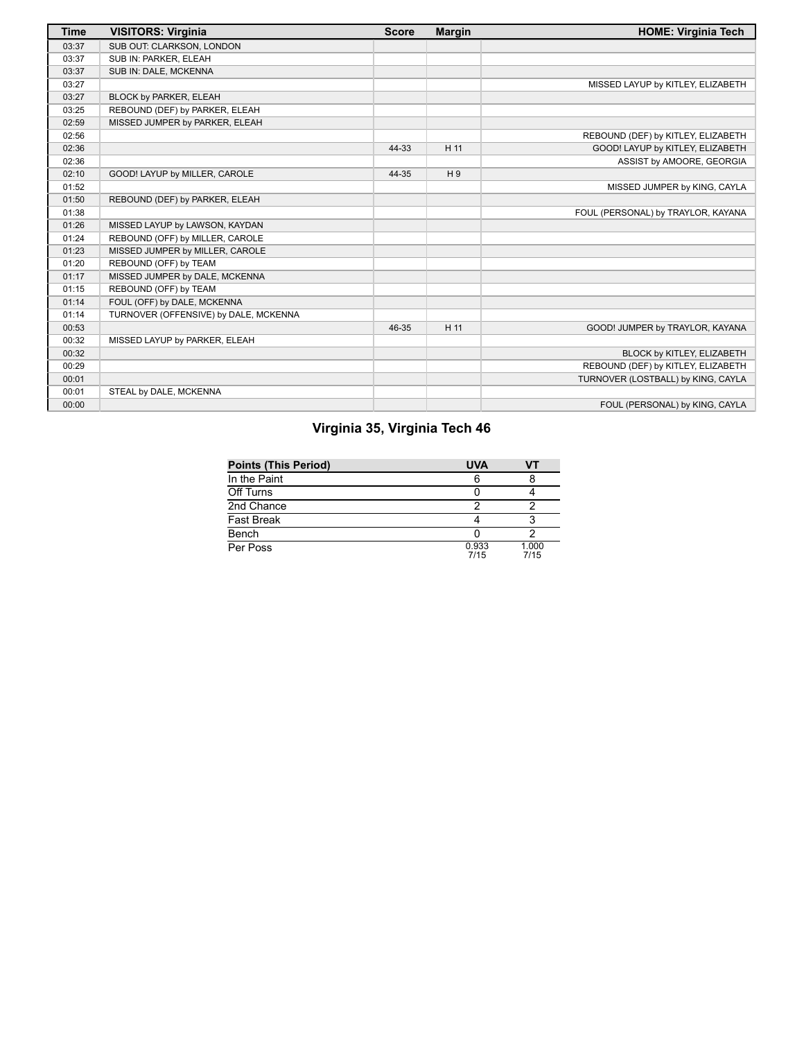| Time | VISITORS: Virginia | Score | Margin | HOME: Virginia Tech |
| --- | --- | --- | --- | --- |
| 03:37 | SUB OUT: CLARKSON, LONDON | | | |
| 03:37 | SUB IN: PARKER, ELEAH | | | |
| 03:37 | SUB IN: DALE, MCKENNA | | | |
| 03:27 | | | | MISSED LAYUP by KITLEY, ELIZABETH |
| 03:27 | BLOCK by PARKER, ELEAH | | | |
| 03:25 | REBOUND (DEF) by PARKER, ELEAH | | | |
| 02:59 | MISSED JUMPER by PARKER, ELEAH | | | |
| 02:56 | | | | REBOUND (DEF) by KITLEY, ELIZABETH |
| 02:36 | | 44-33 | H 11 | GOOD! LAYUP by KITLEY, ELIZABETH |
| 02:36 | | | | ASSIST by AMOORE, GEORGIA |
| 02:10 | GOOD! LAYUP by MILLER, CAROLE | 44-35 | H 9 | |
| 01:52 | | | | MISSED JUMPER by KING, CAYLA |
| 01:50 | REBOUND (DEF) by PARKER, ELEAH | | | |
| 01:38 | | | | FOUL (PERSONAL) by TRAYLOR, KAYANA |
| 01:26 | MISSED LAYUP by LAWSON, KAYDAN | | | |
| 01:24 | REBOUND (OFF) by MILLER, CAROLE | | | |
| 01:23 | MISSED JUMPER by MILLER, CAROLE | | | |
| 01:20 | REBOUND (OFF) by TEAM | | | |
| 01:17 | MISSED JUMPER by DALE, MCKENNA | | | |
| 01:15 | REBOUND (OFF) by TEAM | | | |
| 01:14 | FOUL (OFF) by DALE, MCKENNA | | | |
| 01:14 | TURNOVER (OFFENSIVE) by DALE, MCKENNA | | | |
| 00:53 | | 46-35 | H 11 | GOOD! JUMPER by TRAYLOR, KAYANA |
| 00:32 | MISSED LAYUP by PARKER, ELEAH | | | |
| 00:32 | | | | BLOCK by KITLEY, ELIZABETH |
| 00:29 | | | | REBOUND (DEF) by KITLEY, ELIZABETH |
| 00:01 | | | | TURNOVER (LOSTBALL) by KING, CAYLA |
| 00:01 | STEAL by DALE, MCKENNA | | | |
| 00:00 | | | | FOUL (PERSONAL) by KING, CAYLA |

## Virginia 35, Virginia Tech 46

| Points (This Period) | UVA | VT |
| --- | --- | --- |
| In the Paint | 6 | 8 |
| Off Turns | 0 | 4 |
| 2nd Chance | 2 | 2 |
| Fast Break | 4 | 3 |
| Bench | 0 | 2 |
| Per Poss | 0.933 7/15 | 1.000 7/15 |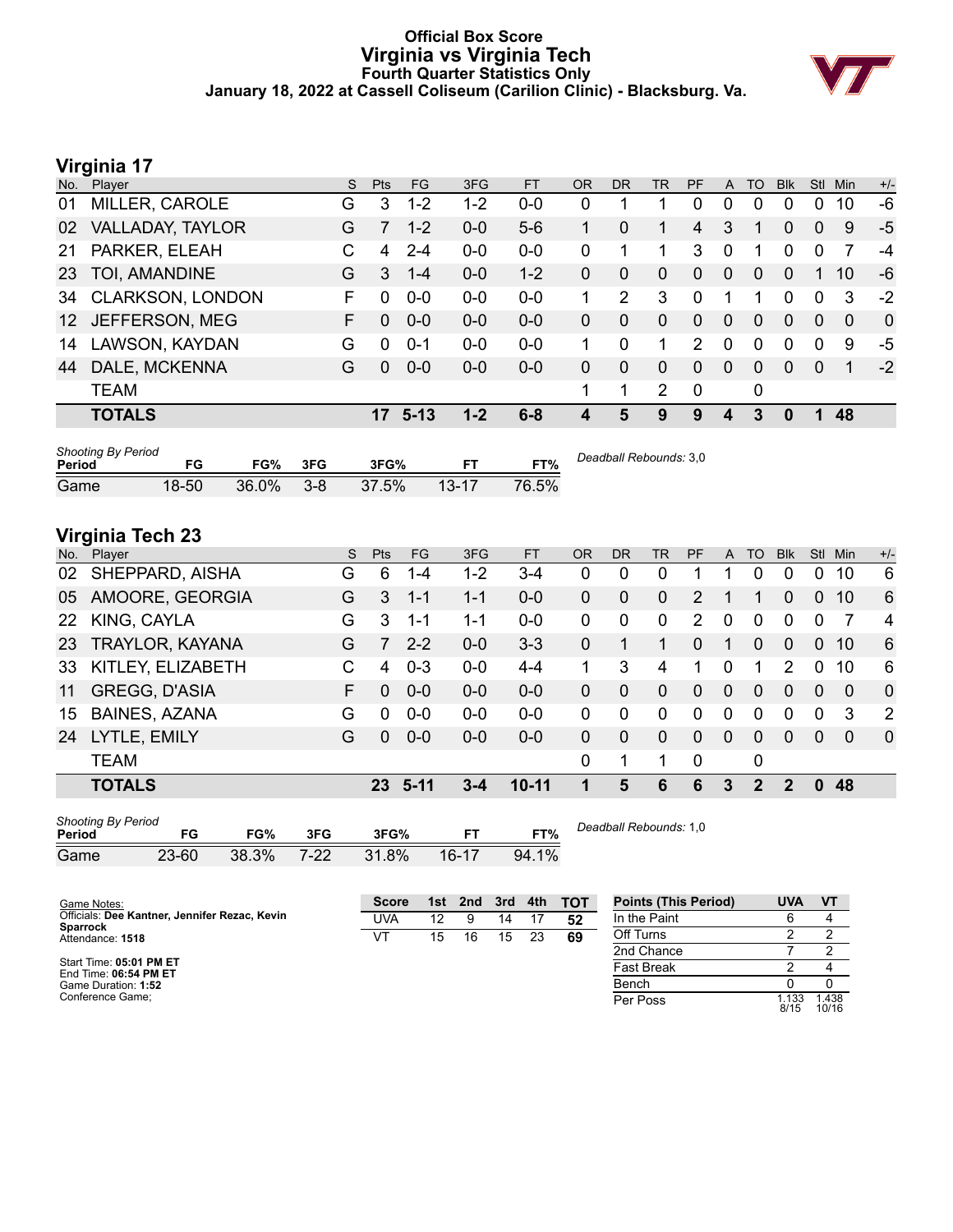# Official Box Score
# Virginia vs Virginia Tech
## Fourth Quarter Statistics Only
### January 18, 2022 at Cassell Coliseum (Carilion Clinic) - Blacksburg. Va.

## Virginia 17

| No. | Player | S | Pts | FG | 3FG | FT | OR | DR | TR | PF | A | TO | Blk | Stl | Min | +/- |
|---|---|---|---|---|---|---|---|---|---|---|---|---|---|---|---|---|
| 01 | MILLER, CAROLE | G | 3 | 1-2 | 1-2 | 0-0 | 0 | 1 | 1 | 0 | 0 | 0 | 0 | 0 | 10 | -6 |
| 02 | VALLADAY, TAYLOR | G | 7 | 1-2 | 0-0 | 5-6 | 1 | 0 | 1 | 4 | 3 | 1 | 0 | 0 | 9 | -5 |
| 21 | PARKER, ELEAH | C | 4 | 2-4 | 0-0 | 0-0 | 0 | 1 | 1 | 3 | 0 | 1 | 0 | 0 | 7 | -4 |
| 23 | TOI, AMANDINE | G | 3 | 1-4 | 0-0 | 1-2 | 0 | 0 | 0 | 0 | 0 | 0 | 0 | 1 | 10 | -6 |
| 34 | CLARKSON, LONDON | F | 0 | 0-0 | 0-0 | 0-0 | 1 | 2 | 3 | 0 | 1 | 1 | 0 | 0 | 3 | -2 |
| 12 | JEFFERSON, MEG | F | 0 | 0-0 | 0-0 | 0-0 | 0 | 0 | 0 | 0 | 0 | 0 | 0 | 0 | 0 | 0 |
| 14 | LAWSON, KAYDAN | G | 0 | 0-1 | 0-0 | 0-0 | 1 | 0 | 1 | 2 | 0 | 0 | 0 | 0 | 9 | -5 |
| 44 | DALE, MCKENNA | G | 0 | 0-0 | 0-0 | 0-0 | 0 | 0 | 0 | 0 | 0 | 0 | 0 | 0 | 1 | -2 |
| | TEAM | | | | | | 1 | 1 | 2 | 0 | | 0 | | | | |
| | **TOTALS** | | **17** | **5-13** | **1-2** | **6-8** | **4** | **5** | **9** | **9** | **4** | **3** | **0** | **1** | **48** | |

| Shooting By Period Period | FG | FG% | 3FG | 3FG% | FT | FT% |
|---|---|---|---|---|---|---|
| Game | 18-50 | 36.0% | 3-8 | 37.5% | 13-17 | 76.5% |

*Deadball Rebounds:* 3,0

## Virginia Tech 23

| No. | Player | S | Pts | FG | 3FG | FT | OR | DR | TR | PF | A | TO | Blk | Stl | Min | +/- |
|---|---|---|---|---|---|---|---|---|---|---|---|---|---|---|---|---|
| 02 | SHEPPARD, AISHA | G | 6 | 1-4 | 1-2 | 3-4 | 0 | 0 | 0 | 1 | 1 | 0 | 0 | 0 | 10 | 6 |
| 05 | AMOORE, GEORGIA | G | 3 | 1-1 | 1-1 | 0-0 | 0 | 0 | 0 | 2 | 1 | 1 | 0 | 0 | 10 | 6 |
| 22 | KING, CAYLA | G | 3 | 1-1 | 1-1 | 0-0 | 0 | 0 | 0 | 2 | 0 | 0 | 0 | 0 | 7 | 4 |
| 23 | TRAYLOR, KAYANA | G | 7 | 2-2 | 0-0 | 3-3 | 0 | 1 | 1 | 0 | 1 | 0 | 0 | 0 | 10 | 6 |
| 33 | KITLEY, ELIZABETH | C | 4 | 0-3 | 0-0 | 4-4 | 1 | 3 | 4 | 1 | 0 | 1 | 2 | 0 | 10 | 6 |
| 11 | GREGG, D'ASIA | F | 0 | 0-0 | 0-0 | 0-0 | 0 | 0 | 0 | 0 | 0 | 0 | 0 | 0 | 0 | 0 |
| 15 | BAINES, AZANA | G | 0 | 0-0 | 0-0 | 0-0 | 0 | 0 | 0 | 0 | 0 | 0 | 0 | 0 | 3 | 2 |
| 24 | LYTLE, EMILY | G | 0 | 0-0 | 0-0 | 0-0 | 0 | 0 | 0 | 0 | 0 | 0 | 0 | 0 | 0 | 0 |
| | TEAM | | | | | | 0 | 1 | 1 | 0 | | 0 | | | | |
| | **TOTALS** | | **23** | **5-11** | **3-4** | **10-11** | **1** | **5** | **6** | **6** | **3** | **2** | **2** | **0** | **48** | |

| Shooting By Period Period | FG | FG% | 3FG | 3FG% | FT | FT% |
|---|---|---|---|---|---|---|
| Game | 23-60 | 38.3% | 7-22 | 31.8% | 16-17 | 94.1% |

*Deadball Rebounds:* 1,0

Game Notes:
Officials: **Dee Kantner, Jennifer Rezac, Kevin Sparrock**
Attendance: **1518**

Start Time: **05:01 PM ET**
End Time: **06:54 PM ET**
Game Duration: **1:52**
Conference Game;

| Score | 1st | 2nd | 3rd | 4th | TOT |
|---|---|---|---|---|---|
| UVA | 12 | 9 | 14 | 17 | **52** |
| VT | 15 | 16 | 15 | 23 | **69** |

| Points (This Period) | UVA | VT |
|---|---|---|
| In the Paint | 6 | 4 |
| Off Turns | 2 | 2 |
| 2nd Chance | 7 | 2 |
| Fast Break | 2 | 4 |
| Bench | 0 | 0 |
| Per Poss | 1.133 8/15 | 1.438 10/16 |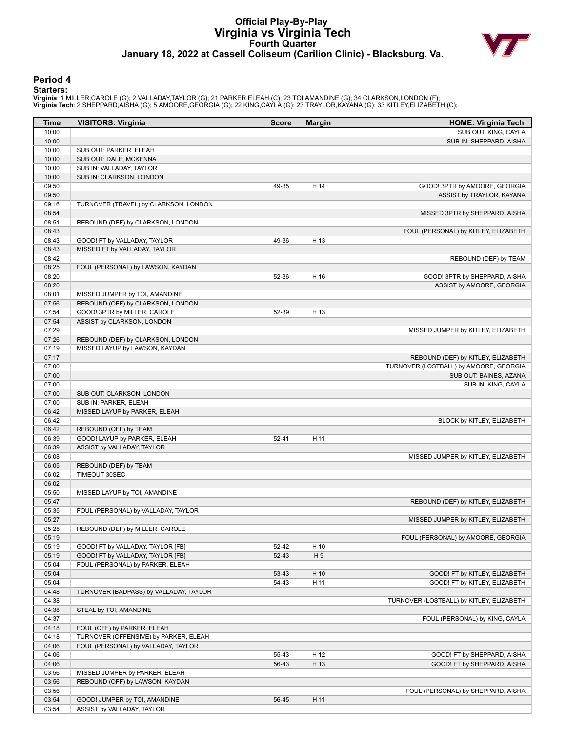# Official Play-By-Play
# Virginia vs Virginia Tech
## Fourth Quarter
### January 18, 2022 at Cassell Coliseum (Carilion Clinic) - Blacksburg. Va.

## Period 4

**Starters:**

**Virginia**: 1 MILLER,CAROLE (G); 2 VALLADAY,TAYLOR (G); 21 PARKER,ELEAH (C); 23 TOI,AMANDINE (G); 34 CLARKSON,LONDON (F);
**Virginia Tech**: 2 SHEPPARD,AISHA (G); 5 AMOORE,GEORGIA (G); 22 KING,CAYLA (G); 23 TRAYLOR,KAYANA (G); 33 KITLEY,ELIZABETH (C);

| Time | VISITORS: Virginia | Score | Margin | HOME: Virginia Tech |
|---|---|---|---|---|
| 10:00 | | | | SUB OUT: KING, CAYLA |
| 10:00 | | | | SUB IN: SHEPPARD, AISHA |
| 10:00 | SUB OUT: PARKER, ELEAH | | | |
| 10:00 | SUB OUT: DALE, MCKENNA | | | |
| 10:00 | SUB IN: VALLADAY, TAYLOR | | | |
| 10:00 | SUB IN: CLARKSON, LONDON | | | |
| 09:50 | | 49-35 | H 14 | GOOD! 3PTR by AMOORE, GEORGIA |
| 09:50 | | | | ASSIST by TRAYLOR, KAYANA |
| 09:16 | TURNOVER (TRAVEL) by CLARKSON, LONDON | | | |
| 08:54 | | | | MISSED 3PTR by SHEPPARD, AISHA |
| 08:51 | REBOUND (DEF) by CLARKSON, LONDON | | | |
| 08:43 | | | | FOUL (PERSONAL) by KITLEY, ELIZABETH |
| 08:43 | GOOD! FT by VALLADAY, TAYLOR | 49-36 | H 13 | |
| 08:43 | MISSED FT by VALLADAY, TAYLOR | | | |
| 08:42 | | | | REBOUND (DEF) by TEAM |
| 08:25 | FOUL (PERSONAL) by LAWSON, KAYDAN | | | |
| 08:20 | | 52-36 | H 16 | GOOD! 3PTR by SHEPPARD, AISHA |
| 08:20 | | | | ASSIST by AMOORE, GEORGIA |
| 08:01 | MISSED JUMPER by TOI, AMANDINE | | | |
| 07:56 | REBOUND (OFF) by CLARKSON, LONDON | | | |
| 07:54 | GOOD! 3PTR by MILLER, CAROLE | 52-39 | H 13 | |
| 07:54 | ASSIST by CLARKSON, LONDON | | | |
| 07:29 | | | | MISSED JUMPER by KITLEY, ELIZABETH |
| 07:26 | REBOUND (DEF) by CLARKSON, LONDON | | | |
| 07:19 | MISSED LAYUP by LAWSON, KAYDAN | | | |
| 07:17 | | | | REBOUND (DEF) by KITLEY, ELIZABETH |
| 07:00 | | | | TURNOVER (LOSTBALL) by AMOORE, GEORGIA |
| 07:00 | | | | SUB OUT: BAINES, AZANA |
| 07:00 | | | | SUB IN: KING, CAYLA |
| 07:00 | SUB OUT: CLARKSON, LONDON | | | |
| 07:00 | SUB IN: PARKER, ELEAH | | | |
| 06:42 | MISSED LAYUP by PARKER, ELEAH | | | |
| 06:42 | | | | BLOCK by KITLEY, ELIZABETH |
| 06:42 | REBOUND (OFF) by TEAM | | | |
| 06:39 | GOOD! LAYUP by PARKER, ELEAH | 52-41 | H 11 | |
| 06:39 | ASSIST by VALLADAY, TAYLOR | | | |
| 06:08 | | | | MISSED JUMPER by KITLEY, ELIZABETH |
| 06:05 | REBOUND (DEF) by TEAM | | | |
| 06:02 | TIMEOUT 30SEC | | | |
| 06:02 | | | | |
| 05:50 | MISSED LAYUP by TOI, AMANDINE | | | |
| 05:47 | | | | REBOUND (DEF) by KITLEY, ELIZABETH |
| 05:35 | FOUL (PERSONAL) by VALLADAY, TAYLOR | | | |
| 05:27 | | | | MISSED JUMPER by KITLEY, ELIZABETH |
| 05:25 | REBOUND (DEF) by MILLER, CAROLE | | | |
| 05:19 | | | | FOUL (PERSONAL) by AMOORE, GEORGIA |
| 05:19 | GOOD! FT by VALLADAY, TAYLOR [FB] | 52-42 | H 10 | |
| 05:19 | GOOD! FT by VALLADAY, TAYLOR [FB] | 52-43 | H 9 | |
| 05:04 | FOUL (PERSONAL) by PARKER, ELEAH | | | |
| 05:04 | | 53-43 | H 10 | GOOD! FT by KITLEY, ELIZABETH |
| 05:04 | | 54-43 | H 11 | GOOD! FT by KITLEY, ELIZABETH |
| 04:48 | TURNOVER (BADPASS) by VALLADAY, TAYLOR | | | |
| 04:38 | | | | TURNOVER (LOSTBALL) by KITLEY, ELIZABETH |
| 04:38 | STEAL by TOI, AMANDINE | | | |
| 04:37 | | | | FOUL (PERSONAL) by KING, CAYLA |
| 04:18 | FOUL (OFF) by PARKER, ELEAH | | | |
| 04:18 | TURNOVER (OFFENSIVE) by PARKER, ELEAH | | | |
| 04:06 | FOUL (PERSONAL) by VALLADAY, TAYLOR | | | |
| 04:06 | | 55-43 | H 12 | GOOD! FT by SHEPPARD, AISHA |
| 04:06 | | 56-43 | H 13 | GOOD! FT by SHEPPARD, AISHA |
| 03:56 | MISSED JUMPER by PARKER, ELEAH | | | |
| 03:56 | REBOUND (OFF) by LAWSON, KAYDAN | | | |
| 03:56 | | | | FOUL (PERSONAL) by SHEPPARD, AISHA |
| 03:54 | GOOD! JUMPER by TOI, AMANDINE | 56-45 | H 11 | |
| 03:54 | ASSIST by VALLADAY, TAYLOR | | | |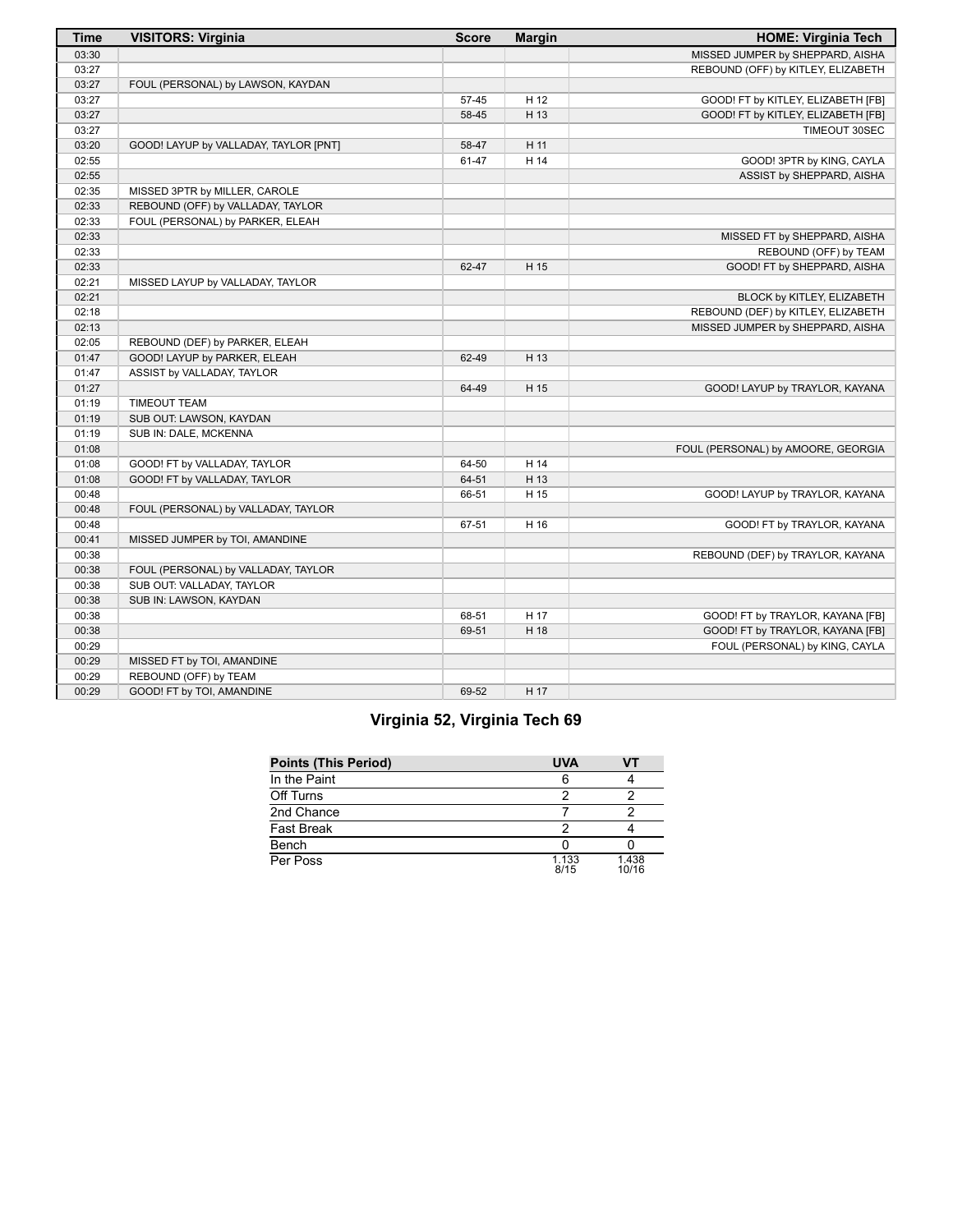| Time | VISITORS: Virginia | Score | Margin | HOME: Virginia Tech |
|---|---|---|---|---|
| 03:30 | | | | MISSED JUMPER by SHEPPARD, AISHA |
| 03:27 | | | | REBOUND (OFF) by KITLEY, ELIZABETH |
| 03:27 | FOUL (PERSONAL) by LAWSON, KAYDAN | | | |
| 03:27 | | 57-45 | H 12 | GOOD! FT by KITLEY, ELIZABETH [FB] |
| 03:27 | | 58-45 | H 13 | GOOD! FT by KITLEY, ELIZABETH [FB] |
| 03:27 | | | | TIMEOUT 30SEC |
| 03:20 | GOOD! LAYUP by VALLADAY, TAYLOR [PNT] | 58-47 | H 11 | |
| 02:55 | | 61-47 | H 14 | GOOD! 3PTR by KING, CAYLA |
| 02:55 | | | | ASSIST by SHEPPARD, AISHA |
| 02:35 | MISSED 3PTR by MILLER, CAROLE | | | |
| 02:33 | REBOUND (OFF) by VALLADAY, TAYLOR | | | |
| 02:33 | FOUL (PERSONAL) by PARKER, ELEAH | | | |
| 02:33 | | | | MISSED FT by SHEPPARD, AISHA |
| 02:33 | | | | REBOUND (OFF) by TEAM |
| 02:33 | | 62-47 | H 15 | GOOD! FT by SHEPPARD, AISHA |
| 02:21 | MISSED LAYUP by VALLADAY, TAYLOR | | | |
| 02:21 | | | | BLOCK by KITLEY, ELIZABETH |
| 02:18 | | | | REBOUND (DEF) by KITLEY, ELIZABETH |
| 02:13 | | | | MISSED JUMPER by SHEPPARD, AISHA |
| 02:05 | REBOUND (DEF) by PARKER, ELEAH | | | |
| 01:47 | GOOD! LAYUP by PARKER, ELEAH | 62-49 | H 13 | |
| 01:47 | ASSIST by VALLADAY, TAYLOR | | | |
| 01:27 | | 64-49 | H 15 | GOOD! LAYUP by TRAYLOR, KAYANA |
| 01:19 | TIMEOUT TEAM | | | |
| 01:19 | SUB OUT: LAWSON, KAYDAN | | | |
| 01:19 | SUB IN: DALE, MCKENNA | | | |
| 01:08 | | | | FOUL (PERSONAL) by AMOORE, GEORGIA |
| 01:08 | GOOD! FT by VALLADAY, TAYLOR | 64-50 | H 14 | |
| 01:08 | GOOD! FT by VALLADAY, TAYLOR | 64-51 | H 13 | |
| 00:48 | | 66-51 | H 15 | GOOD! LAYUP by TRAYLOR, KAYANA |
| 00:48 | FOUL (PERSONAL) by VALLADAY, TAYLOR | | | |
| 00:48 | | 67-51 | H 16 | GOOD! FT by TRAYLOR, KAYANA |
| 00:41 | MISSED JUMPER by TOI, AMANDINE | | | |
| 00:38 | | | | REBOUND (DEF) by TRAYLOR, KAYANA |
| 00:38 | FOUL (PERSONAL) by VALLADAY, TAYLOR | | | |
| 00:38 | SUB OUT: VALLADAY, TAYLOR | | | |
| 00:38 | SUB IN: LAWSON, KAYDAN | | | |
| 00:38 | | 68-51 | H 17 | GOOD! FT by TRAYLOR, KAYANA [FB] |
| 00:38 | | 69-51 | H 18 | GOOD! FT by TRAYLOR, KAYANA [FB] |
| 00:29 | | | | FOUL (PERSONAL) by KING, CAYLA |
| 00:29 | MISSED FT by TOI, AMANDINE | | | |
| 00:29 | REBOUND (OFF) by TEAM | | | |
| 00:29 | GOOD! FT by TOI, AMANDINE | 69-52 | H 17 | |

## Virginia 52, Virginia Tech 69

| Points (This Period) | UVA | VT |
|---|---|---|
| In the Paint | 6 | 4 |
| Off Turns | 2 | 2 |
| 2nd Chance | 7 | 2 |
| Fast Break | 2 | 4 |
| Bench | 0 | 0 |
| Per Poss | 1.133 8/15 | 1.438 10/16 |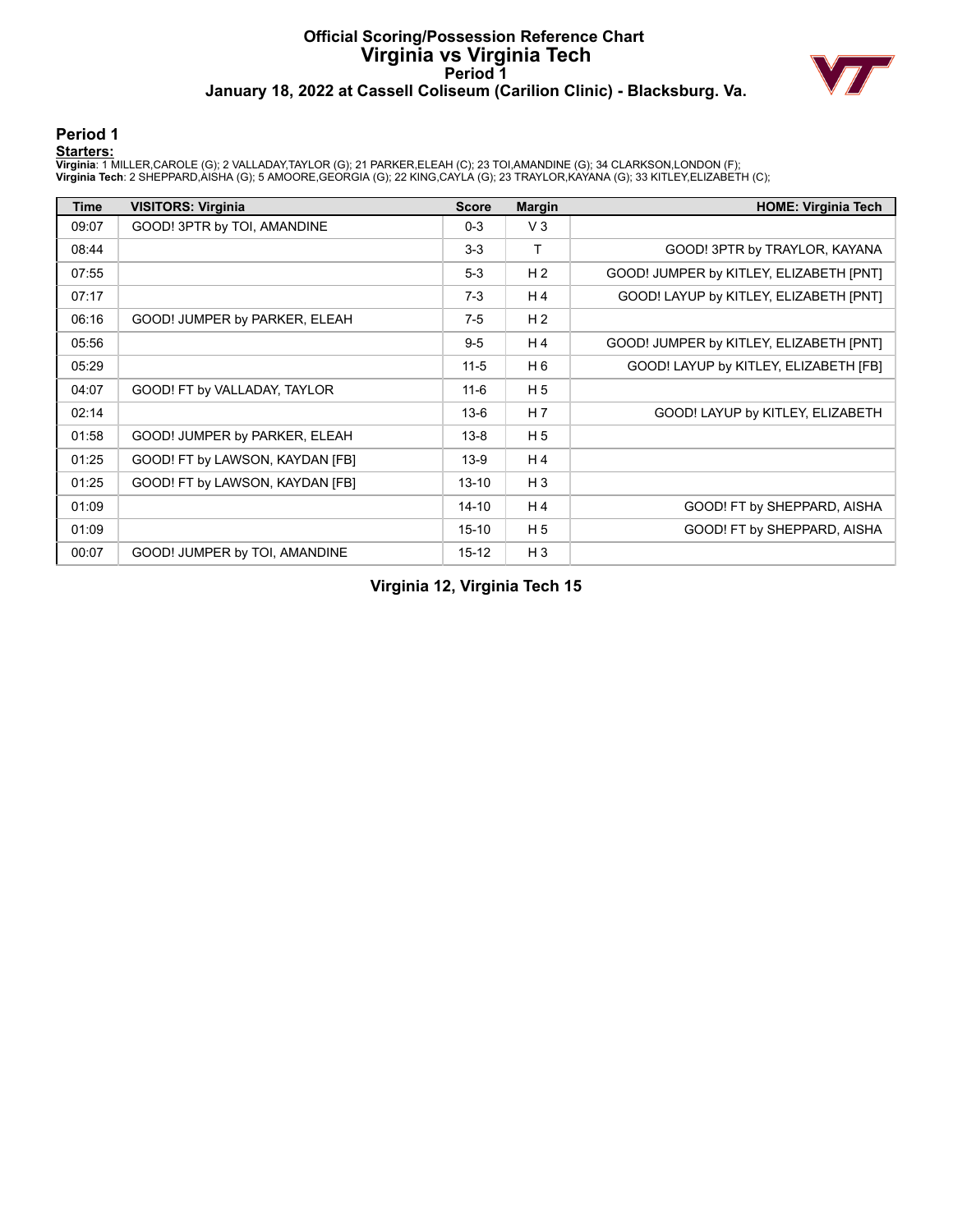# Official Scoring/Possession Reference Chart
# Virginia vs Virginia Tech
## Period 1
## January 18, 2022 at Cassell Coliseum (Carilion Clinic) - Blacksburg. Va.

### Period 1

**Starters:**

**Virginia**: 1 MILLER,CAROLE (G); 2 VALLADAY,TAYLOR (G); 21 PARKER,ELEAH (C); 23 TOI,AMANDINE (G); 34 CLARKSON,LONDON (F);
**Virginia Tech**: 2 SHEPPARD,AISHA (G); 5 AMOORE,GEORGIA (G); 22 KING,CAYLA (G); 23 TRAYLOR,KAYANA (G); 33 KITLEY,ELIZABETH (C);

| Time | VISITORS: Virginia | Score | Margin | HOME: Virginia Tech |
|---|---|---|---|---|
| 09:07 | GOOD! 3PTR by TOI, AMANDINE | 0-3 | V 3 | |
| 08:44 | | 3-3 | T | GOOD! 3PTR by TRAYLOR, KAYANA |
| 07:55 | | 5-3 | H 2 | GOOD! JUMPER by KITLEY, ELIZABETH [PNT] |
| 07:17 | | 7-3 | H 4 | GOOD! LAYUP by KITLEY, ELIZABETH [PNT] |
| 06:16 | GOOD! JUMPER by PARKER, ELEAH | 7-5 | H 2 | |
| 05:56 | | 9-5 | H 4 | GOOD! JUMPER by KITLEY, ELIZABETH [PNT] |
| 05:29 | | 11-5 | H 6 | GOOD! LAYUP by KITLEY, ELIZABETH [FB] |
| 04:07 | GOOD! FT by VALLADAY, TAYLOR | 11-6 | H 5 | |
| 02:14 | | 13-6 | H 7 | GOOD! LAYUP by KITLEY, ELIZABETH |
| 01:58 | GOOD! JUMPER by PARKER, ELEAH | 13-8 | H 5 | |
| 01:25 | GOOD! FT by LAWSON, KAYDAN [FB] | 13-9 | H 4 | |
| 01:25 | GOOD! FT by LAWSON, KAYDAN [FB] | 13-10 | H 3 | |
| 01:09 | | 14-10 | H 4 | GOOD! FT by SHEPPARD, AISHA |
| 01:09 | | 15-10 | H 5 | GOOD! FT by SHEPPARD, AISHA |
| 00:07 | GOOD! JUMPER by TOI, AMANDINE | 15-12 | H 3 | |

**Virginia 12, Virginia Tech 15**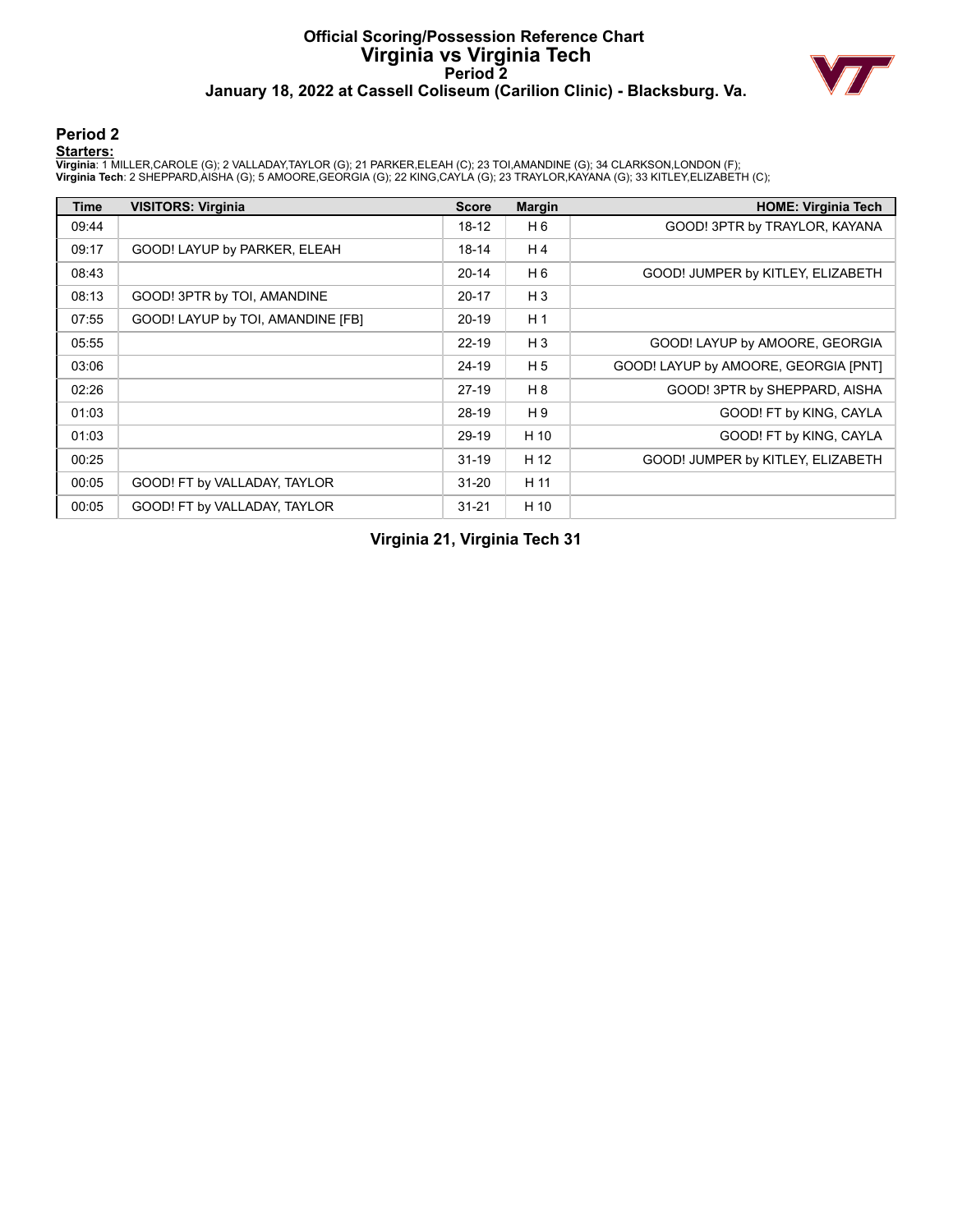# Official Scoring/Possession Reference Chart
# Virginia vs Virginia Tech
## Period 2
### January 18, 2022 at Cassell Coliseum (Carilion Clinic) - Blacksburg. Va.

## Period 2

**Starters:**

**Virginia**: 1 MILLER,CAROLE (G); 2 VALLADAY,TAYLOR (G); 21 PARKER,ELEAH (C); 23 TOI,AMANDINE (G); 34 CLARKSON,LONDON (F);
**Virginia Tech**: 2 SHEPPARD,AISHA (G); 5 AMOORE,GEORGIA (G); 22 KING,CAYLA (G); 23 TRAYLOR,KAYANA (G); 33 KITLEY,ELIZABETH (C);

| Time | VISITORS: Virginia | Score | Margin | HOME: Virginia Tech |
|---|---|---|---|---|
| 09:44 | | 18-12 | H 6 | GOOD! 3PTR by TRAYLOR, KAYANA |
| 09:17 | GOOD! LAYUP by PARKER, ELEAH | 18-14 | H 4 | |
| 08:43 | | 20-14 | H 6 | GOOD! JUMPER by KITLEY, ELIZABETH |
| 08:13 | GOOD! 3PTR by TOI, AMANDINE | 20-17 | H 3 | |
| 07:55 | GOOD! LAYUP by TOI, AMANDINE [FB] | 20-19 | H 1 | |
| 05:55 | | 22-19 | H 3 | GOOD! LAYUP by AMOORE, GEORGIA |
| 03:06 | | 24-19 | H 5 | GOOD! LAYUP by AMOORE, GEORGIA [PNT] |
| 02:26 | | 27-19 | H 8 | GOOD! 3PTR by SHEPPARD, AISHA |
| 01:03 | | 28-19 | H 9 | GOOD! FT by KING, CAYLA |
| 01:03 | | 29-19 | H 10 | GOOD! FT by KING, CAYLA |
| 00:25 | | 31-19 | H 12 | GOOD! JUMPER by KITLEY, ELIZABETH |
| 00:05 | GOOD! FT by VALLADAY, TAYLOR | 31-20 | H 11 | |
| 00:05 | GOOD! FT by VALLADAY, TAYLOR | 31-21 | H 10 | |

**Virginia 21, Virginia Tech 31**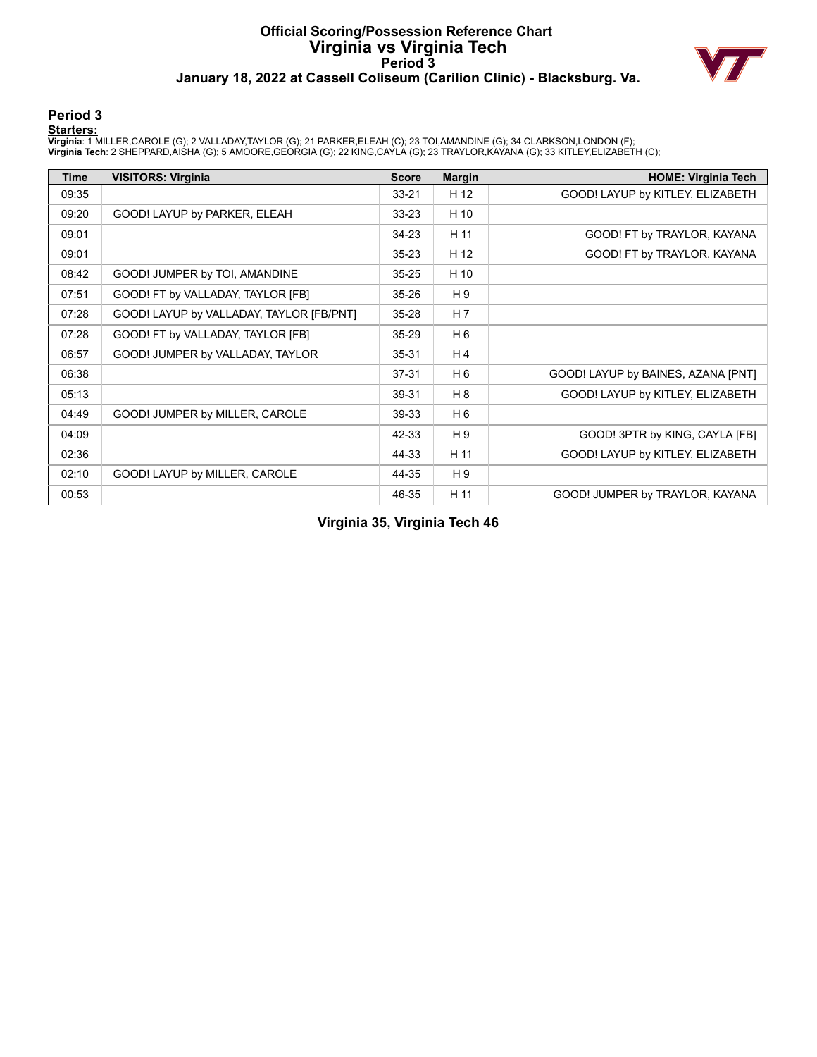# Official Scoring/Possession Reference Chart
# Virginia vs Virginia Tech
## Period 3
## January 18, 2022 at Cassell Coliseum (Carilion Clinic) - Blacksburg. Va.

### Period 3

**Starters:**

**Virginia**: 1 MILLER,CAROLE (G); 2 VALLADAY,TAYLOR (G); 21 PARKER,ELEAH (C); 23 TOI,AMANDINE (G); 34 CLARKSON,LONDON (F);
**Virginia Tech**: 2 SHEPPARD,AISHA (G); 5 AMOORE,GEORGIA (G); 22 KING,CAYLA (G); 23 TRAYLOR,KAYANA (G); 33 KITLEY,ELIZABETH (C);

| Time | VISITORS: Virginia | Score | Margin | HOME: Virginia Tech |
|---|---|---|---|---|
| 09:35 | | 33-21 | H 12 | GOOD! LAYUP by KITLEY, ELIZABETH |
| 09:20 | GOOD! LAYUP by PARKER, ELEAH | 33-23 | H 10 | |
| 09:01 | | 34-23 | H 11 | GOOD! FT by TRAYLOR, KAYANA |
| 09:01 | | 35-23 | H 12 | GOOD! FT by TRAYLOR, KAYANA |
| 08:42 | GOOD! JUMPER by TOI, AMANDINE | 35-25 | H 10 | |
| 07:51 | GOOD! FT by VALLADAY, TAYLOR [FB] | 35-26 | H 9 | |
| 07:28 | GOOD! LAYUP by VALLADAY, TAYLOR [FB/PNT] | 35-28 | H 7 | |
| 07:28 | GOOD! FT by VALLADAY, TAYLOR [FB] | 35-29 | H 6 | |
| 06:57 | GOOD! JUMPER by VALLADAY, TAYLOR | 35-31 | H 4 | |
| 06:38 | | 37-31 | H 6 | GOOD! LAYUP by BAINES, AZANA [PNT] |
| 05:13 | | 39-31 | H 8 | GOOD! LAYUP by KITLEY, ELIZABETH |
| 04:49 | GOOD! JUMPER by MILLER, CAROLE | 39-33 | H 6 | |
| 04:09 | | 42-33 | H 9 | GOOD! 3PTR by KING, CAYLA [FB] |
| 02:36 | | 44-33 | H 11 | GOOD! LAYUP by KITLEY, ELIZABETH |
| 02:10 | GOOD! LAYUP by MILLER, CAROLE | 44-35 | H 9 | |
| 00:53 | | 46-35 | H 11 | GOOD! JUMPER by TRAYLOR, KAYANA |

**Virginia 35, Virginia Tech 46**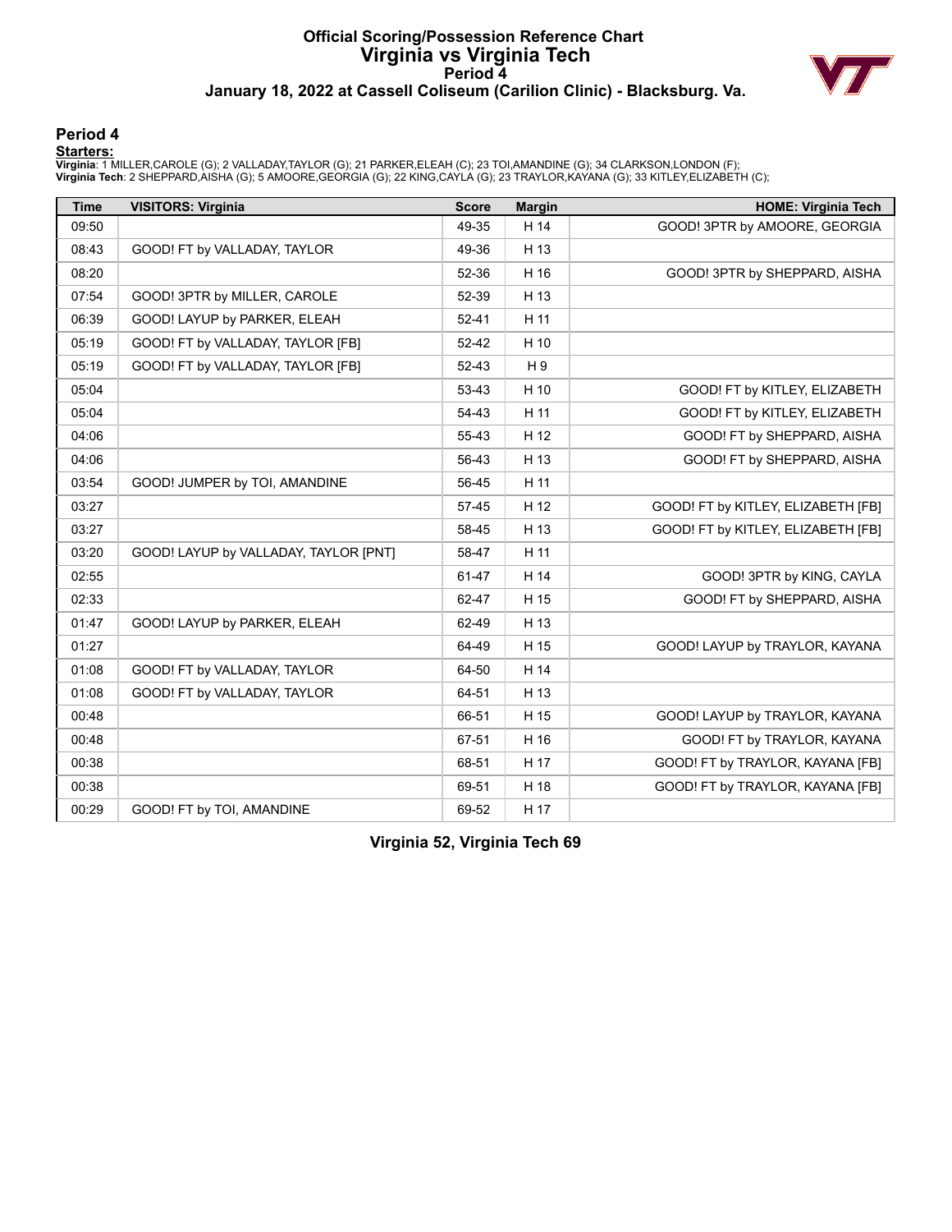# Official Scoring/Possession Reference Chart
# Virginia vs Virginia Tech
## Period 4
## January 18, 2022 at Cassell Coliseum (Carilion Clinic) - Blacksburg. Va.

### Period 4

**Starters:**

**Virginia**: 1 MILLER,CAROLE (G); 2 VALLADAY,TAYLOR (G); 21 PARKER,ELEAH (C); 23 TOI,AMANDINE (G); 34 CLARKSON,LONDON (F);
**Virginia Tech**: 2 SHEPPARD,AISHA (G); 5 AMOORE,GEORGIA (G); 22 KING,CAYLA (G); 23 TRAYLOR,KAYANA (G); 33 KITLEY,ELIZABETH (C);

| Time | VISITORS: Virginia | Score | Margin | HOME: Virginia Tech |
|---|---|---|---|---|
| 09:50 | | 49-35 | H 14 | GOOD! 3PTR by AMOORE, GEORGIA |
| 08:43 | GOOD! FT by VALLADAY, TAYLOR | 49-36 | H 13 | |
| 08:20 | | 52-36 | H 16 | GOOD! 3PTR by SHEPPARD, AISHA |
| 07:54 | GOOD! 3PTR by MILLER, CAROLE | 52-39 | H 13 | |
| 06:39 | GOOD! LAYUP by PARKER, ELEAH | 52-41 | H 11 | |
| 05:19 | GOOD! FT by VALLADAY, TAYLOR [FB] | 52-42 | H 10 | |
| 05:19 | GOOD! FT by VALLADAY, TAYLOR [FB] | 52-43 | H 9 | |
| 05:04 | | 53-43 | H 10 | GOOD! FT by KITLEY, ELIZABETH |
| 05:04 | | 54-43 | H 11 | GOOD! FT by KITLEY, ELIZABETH |
| 04:06 | | 55-43 | H 12 | GOOD! FT by SHEPPARD, AISHA |
| 04:06 | | 56-43 | H 13 | GOOD! FT by SHEPPARD, AISHA |
| 03:54 | GOOD! JUMPER by TOI, AMANDINE | 56-45 | H 11 | |
| 03:27 | | 57-45 | H 12 | GOOD! FT by KITLEY, ELIZABETH [FB] |
| 03:27 | | 58-45 | H 13 | GOOD! FT by KITLEY, ELIZABETH [FB] |
| 03:20 | GOOD! LAYUP by VALLADAY, TAYLOR [PNT] | 58-47 | H 11 | |
| 02:55 | | 61-47 | H 14 | GOOD! 3PTR by KING, CAYLA |
| 02:33 | | 62-47 | H 15 | GOOD! FT by SHEPPARD, AISHA |
| 01:47 | GOOD! LAYUP by PARKER, ELEAH | 62-49 | H 13 | |
| 01:27 | | 64-49 | H 15 | GOOD! LAYUP by TRAYLOR, KAYANA |
| 01:08 | GOOD! FT by VALLADAY, TAYLOR | 64-50 | H 14 | |
| 01:08 | GOOD! FT by VALLADAY, TAYLOR | 64-51 | H 13 | |
| 00:48 | | 66-51 | H 15 | GOOD! LAYUP by TRAYLOR, KAYANA |
| 00:48 | | 67-51 | H 16 | GOOD! FT by TRAYLOR, KAYANA |
| 00:38 | | 68-51 | H 17 | GOOD! FT by TRAYLOR, KAYANA [FB] |
| 00:38 | | 69-51 | H 18 | GOOD! FT by TRAYLOR, KAYANA [FB] |
| 00:29 | GOOD! FT by TOI, AMANDINE | 69-52 | H 17 | |

**Virginia 52, Virginia Tech 69**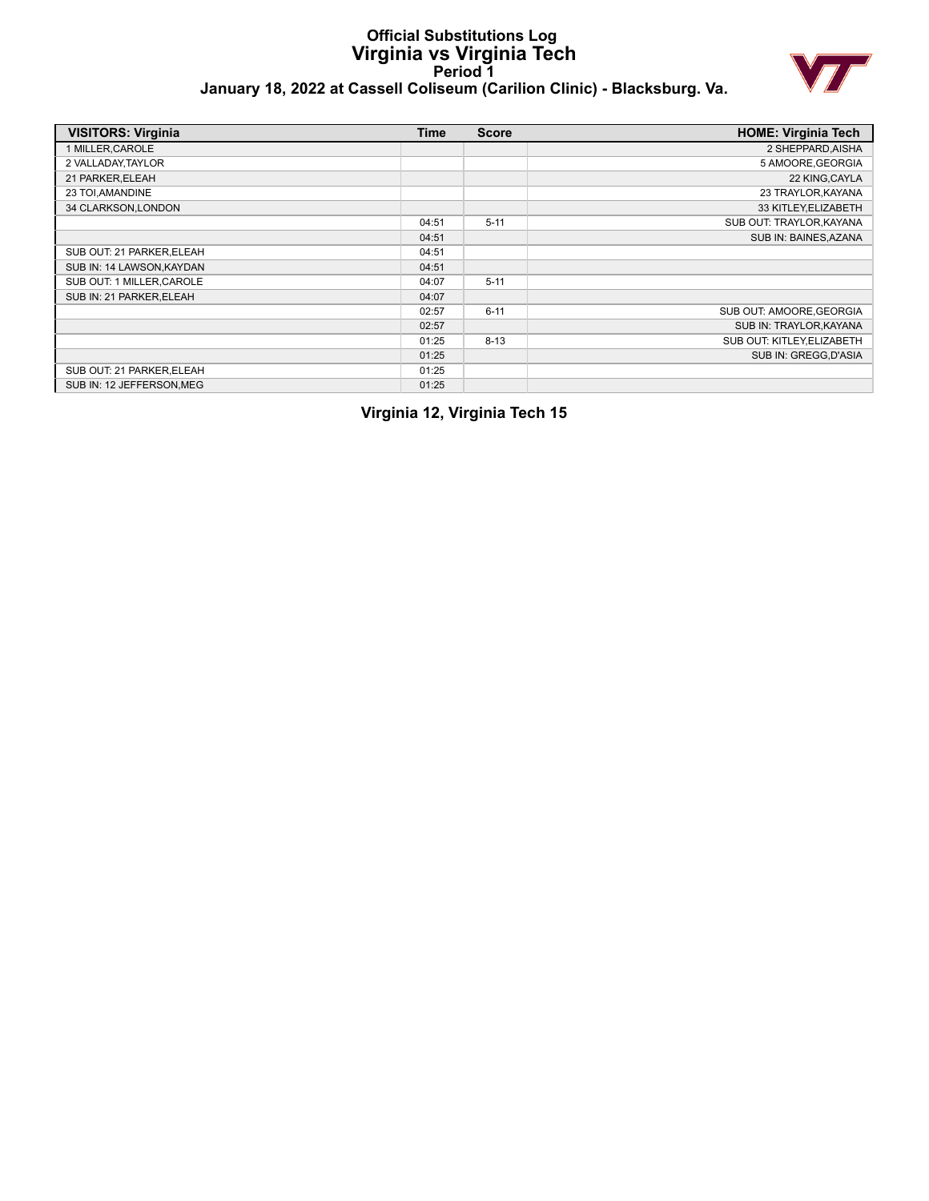# Official Substitutions Log
## Virginia vs Virginia Tech
### Period 1
### January 18, 2022 at Cassell Coliseum (Carilion Clinic) - Blacksburg. Va.

| VISITORS: Virginia | Time | Score | HOME: Virginia Tech |
|---|---|---|---|
| 1 MILLER,CAROLE | | | 2 SHEPPARD,AISHA |
| 2 VALLADAY,TAYLOR | | | 5 AMOORE,GEORGIA |
| 21 PARKER,ELEAH | | | 22 KING,CAYLA |
| 23 TOI,AMANDINE | | | 23 TRAYLOR,KAYANA |
| 34 CLARKSON,LONDON | | | 33 KITLEY,ELIZABETH |
| | 04:51 | 5-11 | SUB OUT: TRAYLOR,KAYANA |
| | 04:51 | | SUB IN: BAINES,AZANA |
| SUB OUT: 21 PARKER,ELEAH | 04:51 | | |
| SUB IN: 14 LAWSON,KAYDAN | 04:51 | | |
| SUB OUT: 1 MILLER,CAROLE | 04:07 | 5-11 | |
| SUB IN: 21 PARKER,ELEAH | 04:07 | | |
| | 02:57 | 6-11 | SUB OUT: AMOORE,GEORGIA |
| | 02:57 | | SUB IN: TRAYLOR,KAYANA |
| | 01:25 | 8-13 | SUB OUT: KITLEY,ELIZABETH |
| | 01:25 | | SUB IN: GREGG,D'ASIA |
| SUB OUT: 21 PARKER,ELEAH | 01:25 | | |
| SUB IN: 12 JEFFERSON,MEG | 01:25 | | |

**Virginia 12, Virginia Tech 15**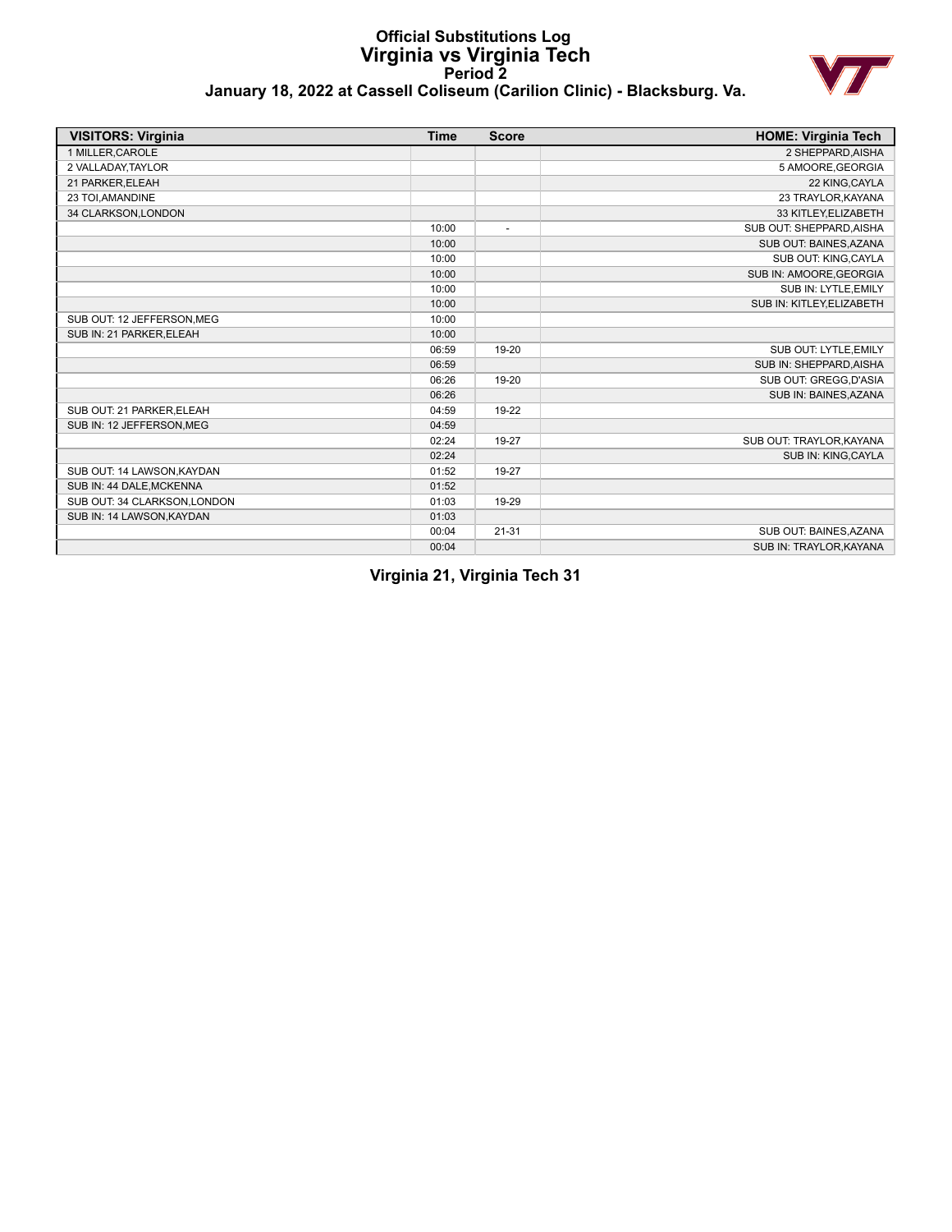# Official Substitutions Log
## Virginia vs Virginia Tech
### Period 2
### January 18, 2022 at Cassell Coliseum (Carilion Clinic) - Blacksburg. Va.

| VISITORS: Virginia | Time | Score | HOME: Virginia Tech |
|---|---|---|---|
| 1 MILLER,CAROLE | | | 2 SHEPPARD,AISHA |
| 2 VALLADAY,TAYLOR | | | 5 AMOORE,GEORGIA |
| 21 PARKER,ELEAH | | | 22 KING,CAYLA |
| 23 TOI,AMANDINE | | | 23 TRAYLOR,KAYANA |
| 34 CLARKSON,LONDON | | | 33 KITLEY,ELIZABETH |
| | 10:00 | - | SUB OUT: SHEPPARD,AISHA |
| | 10:00 | | SUB OUT: BAINES,AZANA |
| | 10:00 | | SUB OUT: KING,CAYLA |
| | 10:00 | | SUB IN: AMOORE,GEORGIA |
| | 10:00 | | SUB IN: LYTLE,EMILY |
| | 10:00 | | SUB IN: KITLEY,ELIZABETH |
| SUB OUT: 12 JEFFERSON,MEG | 10:00 | | |
| SUB IN: 21 PARKER,ELEAH | 10:00 | | |
| | 06:59 | 19-20 | SUB OUT: LYTLE,EMILY |
| | 06:59 | | SUB IN: SHEPPARD,AISHA |
| | 06:26 | 19-20 | SUB OUT: GREGG,D'ASIA |
| | 06:26 | | SUB IN: BAINES,AZANA |
| SUB OUT: 21 PARKER,ELEAH | 04:59 | 19-22 | |
| SUB IN: 12 JEFFERSON,MEG | 04:59 | | |
| | 02:24 | 19-27 | SUB OUT: TRAYLOR,KAYANA |
| | 02:24 | | SUB IN: KING,CAYLA |
| SUB OUT: 14 LAWSON,KAYDAN | 01:52 | 19-27 | |
| SUB IN: 44 DALE,MCKENNA | 01:52 | | |
| SUB OUT: 34 CLARKSON,LONDON | 01:03 | 19-29 | |
| SUB IN: 14 LAWSON,KAYDAN | 01:03 | | |
| | 00:04 | 21-31 | SUB OUT: BAINES,AZANA |
| | 00:04 | | SUB IN: TRAYLOR,KAYANA |

**Virginia 21, Virginia Tech 31**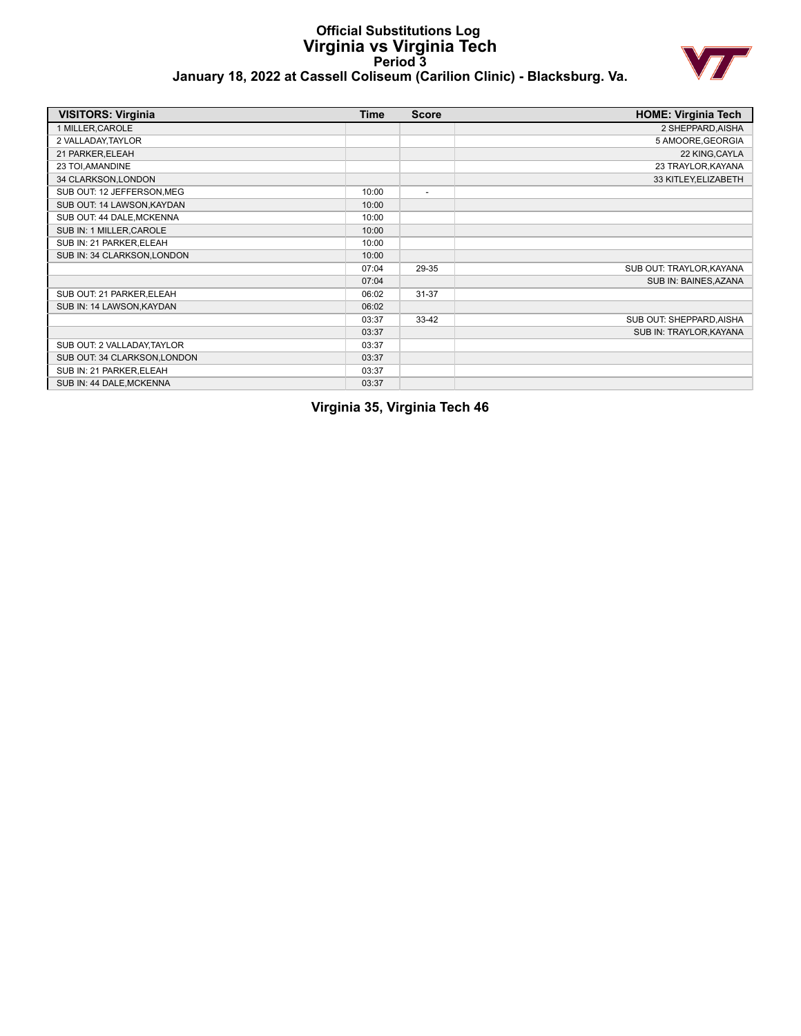# Official Substitutions Log
## Virginia vs Virginia Tech
### Period 3
### January 18, 2022 at Cassell Coliseum (Carilion Clinic) - Blacksburg. Va.

| VISITORS: Virginia | Time | Score | HOME: Virginia Tech |
|---|---|---|---|
| 1 MILLER,CAROLE | | | 2 SHEPPARD,AISHA |
| 2 VALLADAY,TAYLOR | | | 5 AMOORE,GEORGIA |
| 21 PARKER,ELEAH | | | 22 KING,CAYLA |
| 23 TOI,AMANDINE | | | 23 TRAYLOR,KAYANA |
| 34 CLARKSON,LONDON | | | 33 KITLEY,ELIZABETH |
| SUB OUT: 12 JEFFERSON,MEG | 10:00 | - | |
| SUB OUT: 14 LAWSON,KAYDAN | 10:00 | | |
| SUB OUT: 44 DALE,MCKENNA | 10:00 | | |
| SUB IN: 1 MILLER,CAROLE | 10:00 | | |
| SUB IN: 21 PARKER,ELEAH | 10:00 | | |
| SUB IN: 34 CLARKSON,LONDON | 10:00 | | |
| | 07:04 | 29-35 | SUB OUT: TRAYLOR,KAYANA |
| | 07:04 | | SUB IN: BAINES,AZANA |
| SUB OUT: 21 PARKER,ELEAH | 06:02 | 31-37 | |
| SUB IN: 14 LAWSON,KAYDAN | 06:02 | | |
| | 03:37 | 33-42 | SUB OUT: SHEPPARD,AISHA |
| | 03:37 | | SUB IN: TRAYLOR,KAYANA |
| SUB OUT: 2 VALLADAY,TAYLOR | 03:37 | | |
| SUB OUT: 34 CLARKSON,LONDON | 03:37 | | |
| SUB IN: 21 PARKER,ELEAH | 03:37 | | |
| SUB IN: 44 DALE,MCKENNA | 03:37 | | |

**Virginia 35, Virginia Tech 46**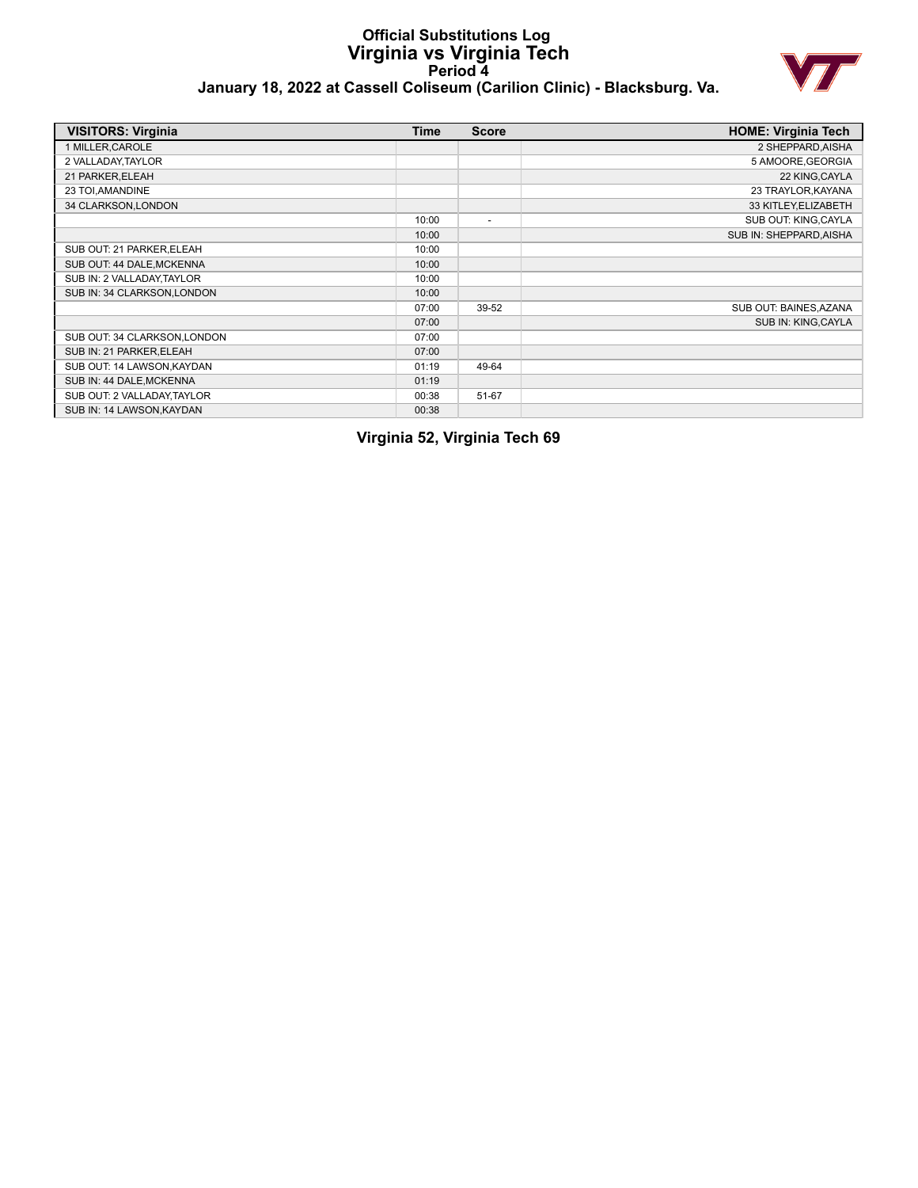# Official Substitutions Log
## Virginia vs Virginia Tech
### Period 4
### January 18, 2022 at Cassell Coliseum (Carilion Clinic) - Blacksburg. Va.

| VISITORS: Virginia | Time | Score | HOME: Virginia Tech |
|---|---|---|---|
| 1 MILLER,CAROLE | | | 2 SHEPPARD,AISHA |
| 2 VALLADAY,TAYLOR | | | 5 AMOORE,GEORGIA |
| 21 PARKER,ELEAH | | | 22 KING,CAYLA |
| 23 TOI,AMANDINE | | | 23 TRAYLOR,KAYANA |
| 34 CLARKSON,LONDON | | | 33 KITLEY,ELIZABETH |
| | 10:00 | - | SUB OUT: KING,CAYLA |
| | 10:00 | | SUB IN: SHEPPARD,AISHA |
| SUB OUT: 21 PARKER,ELEAH | 10:00 | | |
| SUB OUT: 44 DALE,MCKENNA | 10:00 | | |
| SUB IN: 2 VALLADAY,TAYLOR | 10:00 | | |
| SUB IN: 34 CLARKSON,LONDON | 10:00 | | |
| | 07:00 | 39-52 | SUB OUT: BAINES,AZANA |
| | 07:00 | | SUB IN: KING,CAYLA |
| SUB OUT: 34 CLARKSON,LONDON | 07:00 | | |
| SUB IN: 21 PARKER,ELEAH | 07:00 | | |
| SUB OUT: 14 LAWSON,KAYDAN | 01:19 | 49-64 | |
| SUB IN: 44 DALE,MCKENNA | 01:19 | | |
| SUB OUT: 2 VALLADAY,TAYLOR | 00:38 | 51-67 | |
| SUB IN: 14 LAWSON,KAYDAN | 00:38 | | |

**Virginia 52, Virginia Tech 69**